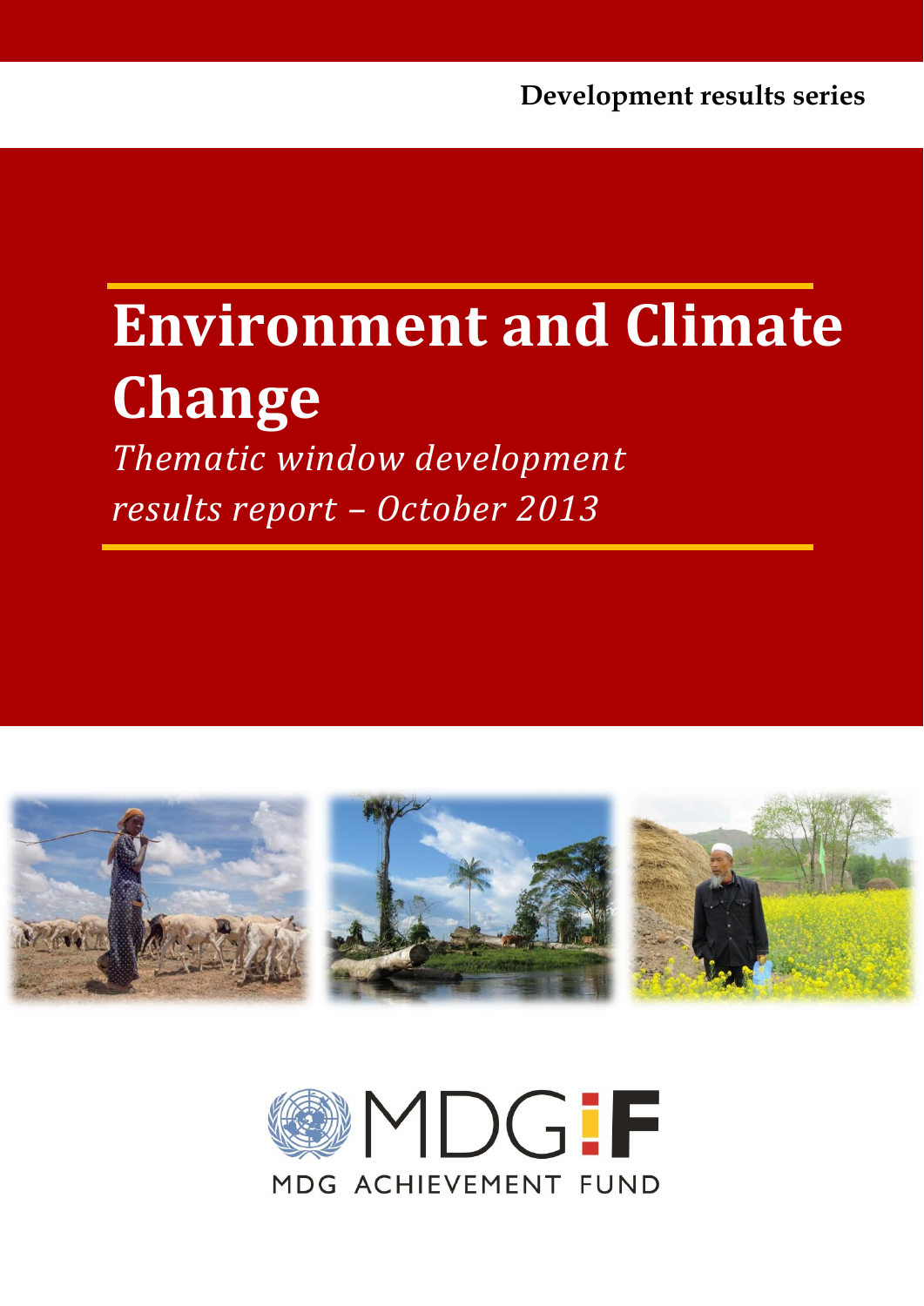Development results series

# Environment and Climate Change

*Thematic window development results report – October 2013*

MDG ACHIEVEMENT FUND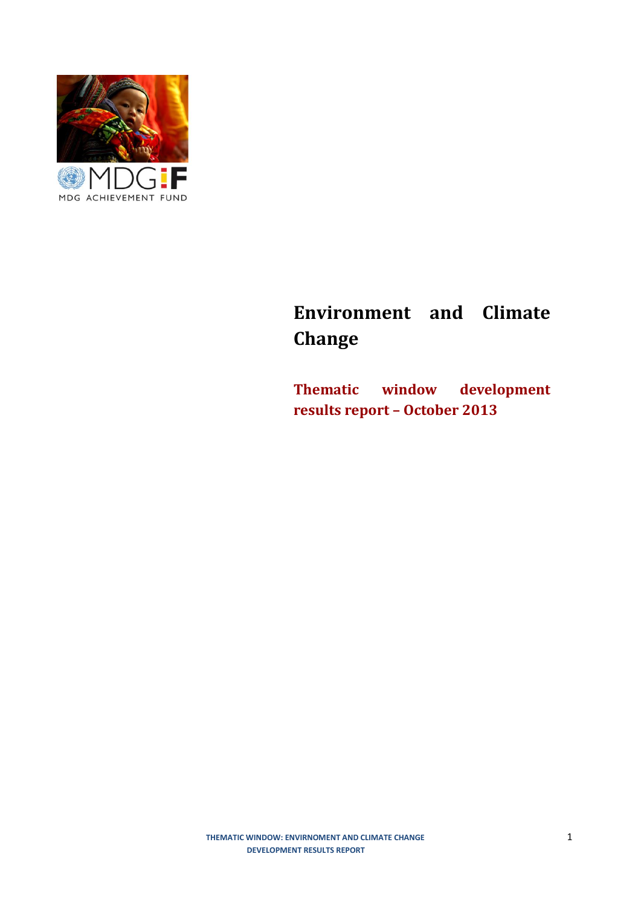# Environment and Climate Change

## Thematic window development results report – October 2013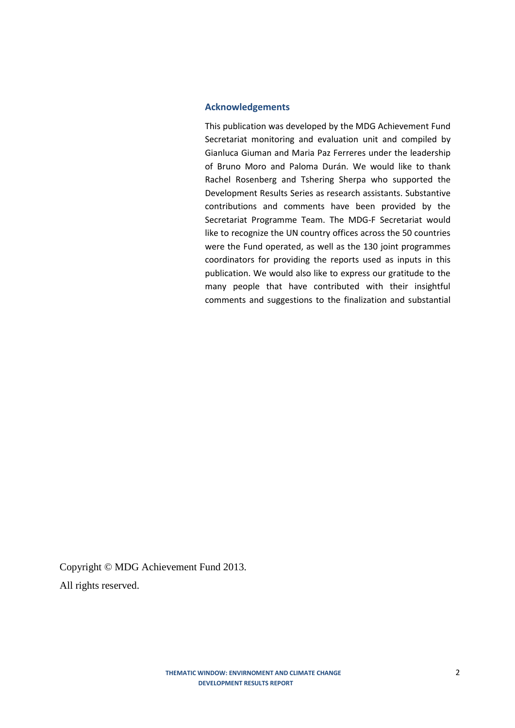## Acknowledgements

This publication was developed by the MDG Achievement Fund Secretariat monitoring and evaluation unit and compiled by Gianluca Giuman and Maria Paz Ferreres under the leadership of Bruno Moro and Paloma Durán. We would like to thank Rachel Rosenberg and Tshering Sherpa who supported the Development Results Series as research assistants. Substantive contributions and comments have been provided by the Secretariat Programme Team. The MDG-F Secretariat would like to recognize the UN country offices across the 50 countries were the Fund operated, as well as the 130 joint programmes coordinators for providing the reports used as inputs in this publication. We would also like to express our gratitude to the many people that have contributed with their insightful comments and suggestions to the finalization and substantial

Copyright © MDG Achievement Fund 2013.

All rights reserved.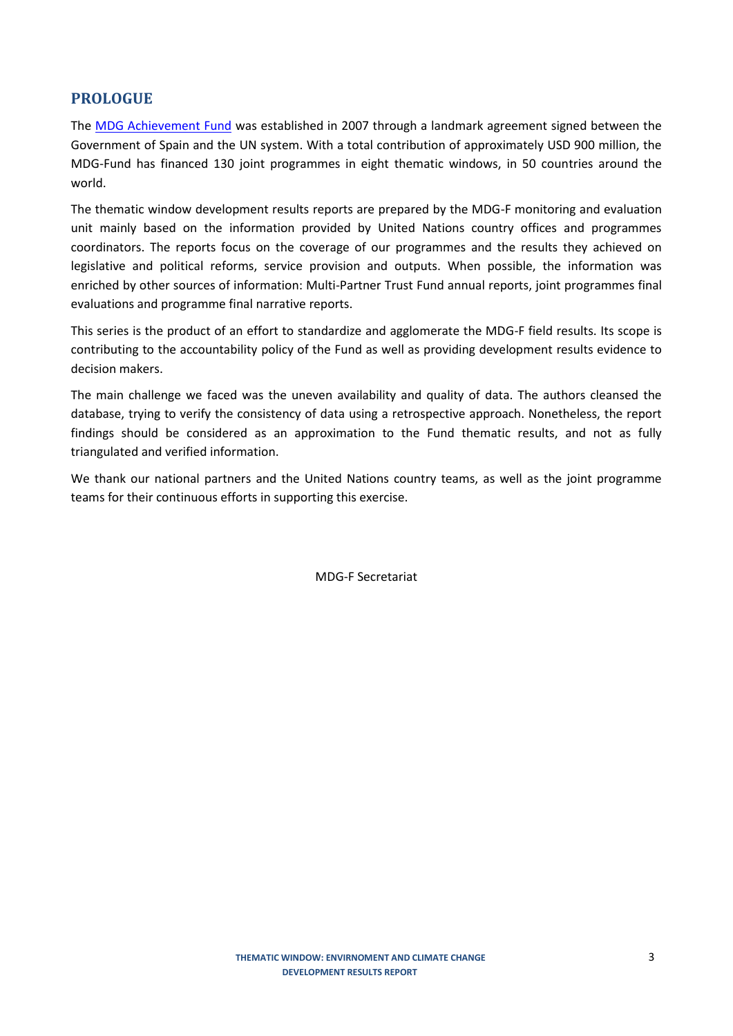## PROLOGUE

The [MDG Achievement Fund](#) was established in 2007 through a landmark agreement signed between the Government of Spain and the UN system. With a total contribution of approximately USD 900 million, the MDG-Fund has financed 130 joint programmes in eight thematic windows, in 50 countries around the world.

The thematic window development results reports are prepared by the MDG-F monitoring and evaluation unit mainly based on the information provided by United Nations country offices and programmes coordinators. The reports focus on the coverage of our programmes and the results they achieved on legislative and political reforms, service provision and outputs. When possible, the information was enriched by other sources of information: Multi-Partner Trust Fund annual reports, joint programmes final evaluations and programme final narrative reports.

This series is the product of an effort to standardize and agglomerate the MDG-F field results. Its scope is contributing to the accountability policy of the Fund as well as providing development results evidence to decision makers.

The main challenge we faced was the uneven availability and quality of data. The authors cleansed the database, trying to verify the consistency of data using a retrospective approach. Nonetheless, the report findings should be considered as an approximation to the Fund thematic results, and not as fully triangulated and verified information.

We thank our national partners and the United Nations country teams, as well as the joint programme teams for their continuous efforts in supporting this exercise.

MDG-F Secretariat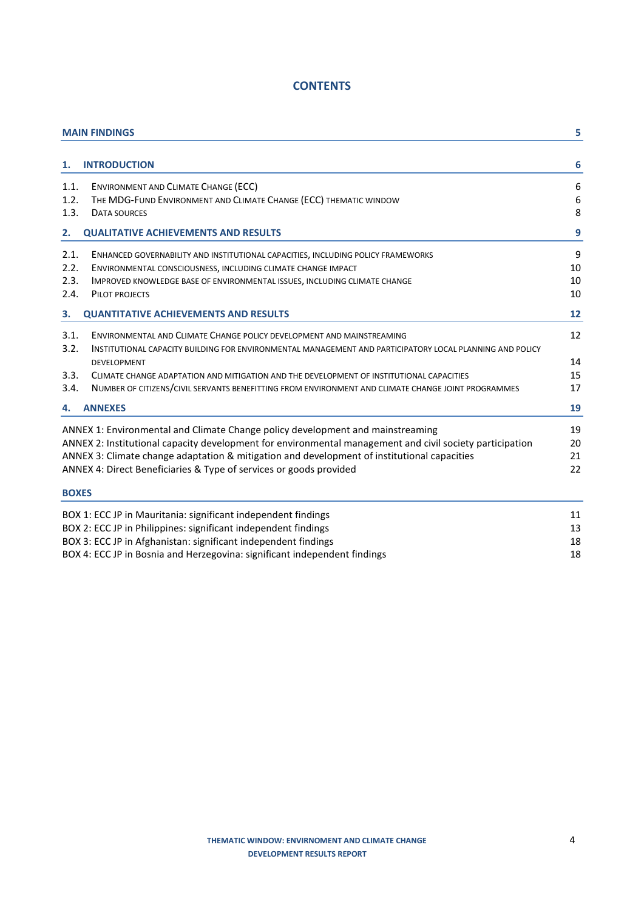# CONTENTS

| | | |
|---|---|---|
| **MAIN FINDINGS** | | **5** |
| **1.** | **INTRODUCTION** | **6** |
| 1.1. | ENVIRONMENT AND CLIMATE CHANGE (ECC) | 6 |
| 1.2. | THE MDG-FUND ENVIRONMENT AND CLIMATE CHANGE (ECC) THEMATIC WINDOW | 6 |
| 1.3. | DATA SOURCES | 8 |
| **2.** | **QUALITATIVE ACHIEVEMENTS AND RESULTS** | **9** |
| 2.1. | ENHANCED GOVERNABILITY AND INSTITUTIONAL CAPACITIES, INCLUDING POLICY FRAMEWORKS | 9 |
| 2.2. | ENVIRONMENTAL CONSCIOUSNESS, INCLUDING CLIMATE CHANGE IMPACT | 10 |
| 2.3. | IMPROVED KNOWLEDGE BASE OF ENVIRONMENTAL ISSUES, INCLUDING CLIMATE CHANGE | 10 |
| 2.4. | PILOT PROJECTS | 10 |
| **3.** | **QUANTITATIVE ACHIEVEMENTS AND RESULTS** | **12** |
| 3.1. | ENVIRONMENTAL AND CLIMATE CHANGE POLICY DEVELOPMENT AND MAINSTREAMING | 12 |
| 3.2. | INSTITUTIONAL CAPACITY BUILDING FOR ENVIRONMENTAL MANAGEMENT AND PARTICIPATORY LOCAL PLANNING AND POLICY DEVELOPMENT | 14 |
| 3.3. | CLIMATE CHANGE ADAPTATION AND MITIGATION AND THE DEVELOPMENT OF INSTITUTIONAL CAPACITIES | 15 |
| 3.4. | NUMBER OF CITIZENS/CIVIL SERVANTS BENEFITTING FROM ENVIRONMENT AND CLIMATE CHANGE JOINT PROGRAMMES | 17 |
| **4.** | **ANNEXES** | **19** |
| ANNEX 1: Environmental and Climate Change policy development and mainstreaming | | 19 |
| ANNEX 2: Institutional capacity development for environmental management and civil society participation | | 20 |
| ANNEX 3: Climate change adaptation & mitigation and development of institutional capacities | | 21 |
| ANNEX 4: Direct Beneficiaries & Type of services or goods provided | | 22 |
| **BOXES** | | |
| BOX 1: ECC JP in Mauritania: significant independent findings | | 11 |
| BOX 2: ECC JP in Philippines: significant independent findings | | 13 |
| BOX 3: ECC JP in Afghanistan: significant independent findings | | 18 |
| BOX 4: ECC JP in Bosnia and Herzegovina: significant independent findings | | 18 |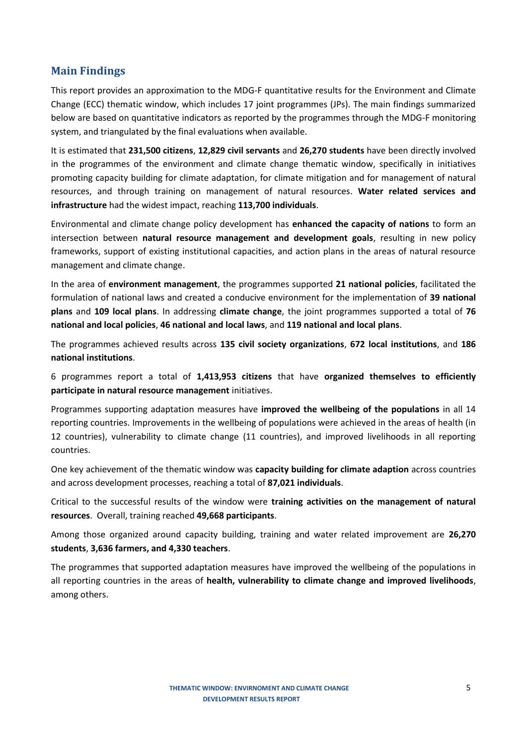## Main Findings

This report provides an approximation to the MDG-F quantitative results for the Environment and Climate Change (ECC) thematic window, which includes 17 joint programmes (JPs). The main findings summarized below are based on quantitative indicators as reported by the programmes through the MDG-F monitoring system, and triangulated by the final evaluations when available.

It is estimated that **231,500 citizens**, **12,829 civil servants** and **26,270 students** have been directly involved in the programmes of the environment and climate change thematic window, specifically in initiatives promoting capacity building for climate adaptation, for climate mitigation and for management of natural resources, and through training on management of natural resources. **Water related services and infrastructure** had the widest impact, reaching **113,700 individuals**.

Environmental and climate change policy development has **enhanced the capacity of nations** to form an intersection between **natural resource management and development goals**, resulting in new policy frameworks, support of existing institutional capacities, and action plans in the areas of natural resource management and climate change.

In the area of **environment management**, the programmes supported **21 national policies**, facilitated the formulation of national laws and created a conducive environment for the implementation of **39 national plans** and **109 local plans**. In addressing **climate change**, the joint programmes supported a total of **76 national and local policies**, **46 national and local laws**, and **119 national and local plans**.

The programmes achieved results across **135 civil society organizations**, **672 local institutions**, and **186 national institutions**.

6 programmes report a total of **1,413,953 citizens** that have **organized themselves to efficiently participate in natural resource management** initiatives.

Programmes supporting adaptation measures have **improved the wellbeing of the populations** in all 14 reporting countries. Improvements in the wellbeing of populations were achieved in the areas of health (in 12 countries), vulnerability to climate change (11 countries), and improved livelihoods in all reporting countries.

One key achievement of the thematic window was **capacity building for climate adaption** across countries and across development processes, reaching a total of **87,021 individuals**.

Critical to the successful results of the window were **training activities on the management of natural resources**. Overall, training reached **49,668 participants**.

Among those organized around capacity building, training and water related improvement are **26,270 students**, **3,636 farmers, and 4,330 teachers**.

The programmes that supported adaptation measures have improved the wellbeing of the populations in all reporting countries in the areas of **health, vulnerability to climate change and improved livelihoods**, among others.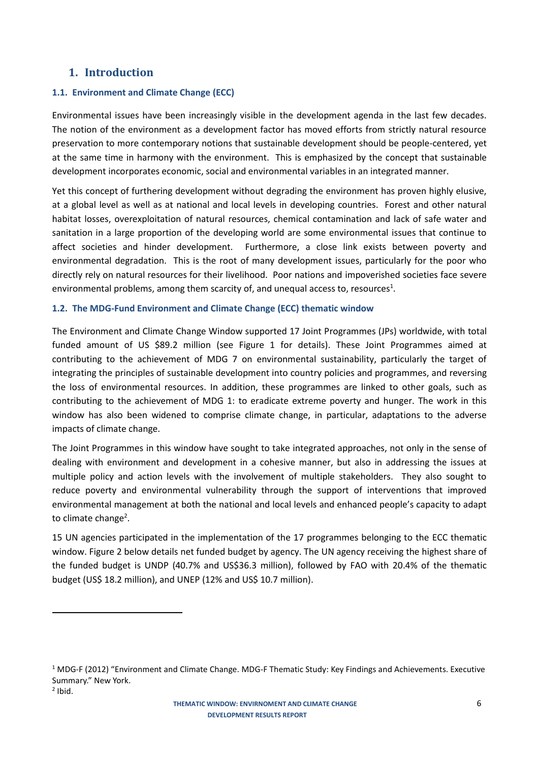# 1. Introduction

## 1.1. Environment and Climate Change (ECC)

Environmental issues have been increasingly visible in the development agenda in the last few decades. The notion of the environment as a development factor has moved efforts from strictly natural resource preservation to more contemporary notions that sustainable development should be people-centered, yet at the same time in harmony with the environment. This is emphasized by the concept that sustainable development incorporates economic, social and environmental variables in an integrated manner.

Yet this concept of furthering development without degrading the environment has proven highly elusive, at a global level as well as at national and local levels in developing countries. Forest and other natural habitat losses, overexploitation of natural resources, chemical contamination and lack of safe water and sanitation in a large proportion of the developing world are some environmental issues that continue to affect societies and hinder development. Furthermore, a close link exists between poverty and environmental degradation. This is the root of many development issues, particularly for the poor who directly rely on natural resources for their livelihood. Poor nations and impoverished societies face severe environmental problems, among them scarcity of, and unequal access to, resources[1].

## 1.2. The MDG-Fund Environment and Climate Change (ECC) thematic window

The Environment and Climate Change Window supported 17 Joint Programmes (JPs) worldwide, with total funded amount of US $89.2 million (see Figure 1 for details). These Joint Programmes aimed at contributing to the achievement of MDG 7 on environmental sustainability, particularly the target of integrating the principles of sustainable development into country policies and programmes, and reversing the loss of environmental resources. In addition, these programmes are linked to other goals, such as contributing to the achievement of MDG 1: to eradicate extreme poverty and hunger. The work in this window has also been widened to comprise climate change, in particular, adaptations to the adverse impacts of climate change.

The Joint Programmes in this window have sought to take integrated approaches, not only in the sense of dealing with environment and development in a cohesive manner, but also in addressing the issues at multiple policy and action levels with the involvement of multiple stakeholders. They also sought to reduce poverty and environmental vulnerability through the support of interventions that improved environmental management at both the national and local levels and enhanced people's capacity to adapt to climate change[2].

15 UN agencies participated in the implementation of the 17 programmes belonging to the ECC thematic window. Figure 2 below details net funded budget by agency. The UN agency receiving the highest share of the funded budget is UNDP (40.7% and US$36.3 million), followed by FAO with 20.4% of the thematic budget (US$ 18.2 million), and UNEP (12% and US$ 10.7 million).

---

[1] MDG-F (2012) "Environment and Climate Change. MDG-F Thematic Study: Key Findings and Achievements. Executive Summary." New York.

[2] Ibid.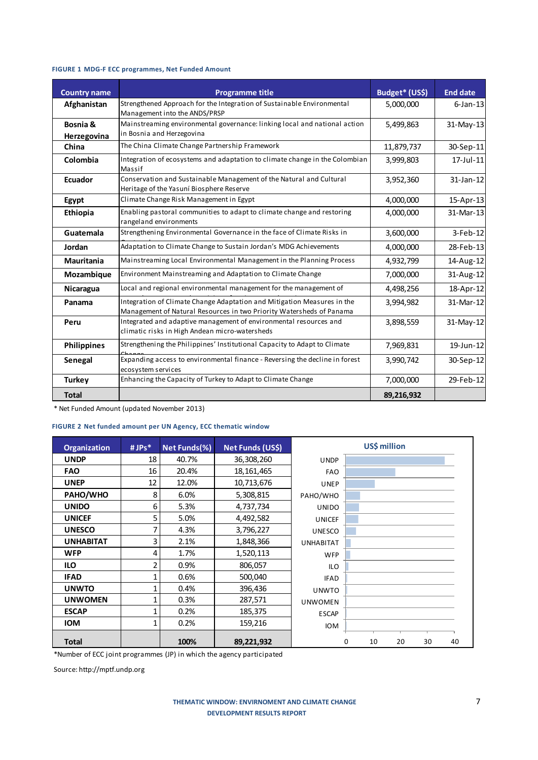**FIGURE 1 MDG-F ECC programmes, Net Funded Amount**

| Country name | Programme title | Budget* (US$) | End date |
|---|---|---|---|
| Afghanistan | Strengthened Approach for the Integration of Sustainable Environmental Management into the ANDS/PRSP | 5,000,000 | 6-Jan-13 |
| Bosnia & Herzegovina | Mainstreaming environmental governance: linking local and national action in Bosnia and Herzegovina | 5,499,863 | 31-May-13 |
| China | The China Climate Change Partnership Framework | 11,879,737 | 30-Sep-11 |
| Colombia | Integration of ecosystems and adaptation to climate change in the Colombian Massif | 3,999,803 | 17-Jul-11 |
| Ecuador | Conservation and Sustainable Management of the Natural and Cultural Heritage of the Yasuní Biosphere Reserve | 3,952,360 | 31-Jan-12 |
| Egypt | Climate Change Risk Management in Egypt | 4,000,000 | 15-Apr-13 |
| Ethiopia | Enabling pastoral communities to adapt to climate change and restoring rangeland environments | 4,000,000 | 31-Mar-13 |
| Guatemala | Strengthening Environmental Governance in the face of Climate Risks in | 3,600,000 | 3-Feb-12 |
| Jordan | Adaptation to Climate Change to Sustain Jordan's MDG Achievements | 4,000,000 | 28-Feb-13 |
| Mauritania | Mainstreaming Local Environmental Management in the Planning Process | 4,932,799 | 14-Aug-12 |
| Mozambique | Environment Mainstreaming and Adaptation to Climate Change | 7,000,000 | 31-Aug-12 |
| Nicaragua | Local and regional environmental management for the management of | 4,498,256 | 18-Apr-12 |
| Panama | Integration of Climate Change Adaptation and Mitigation Measures in the Management of Natural Resources in two Priority Watersheds of Panama | 3,994,982 | 31-Mar-12 |
| Peru | Integrated and adaptive management of environmental resources and climatic risks in High Andean micro-watersheds | 3,898,559 | 31-May-12 |
| Philippines | Strengthening the Philippines' Institutional Capacity to Adapt to Climate Change | 7,969,831 | 19-Jun-12 |
| Senegal | Expanding access to environmental finance - Reversing the decline in forest ecosystem services | 3,990,742 | 30-Sep-12 |
| Turkey | Enhancing the Capacity of Turkey to Adapt to Climate Change | 7,000,000 | 29-Feb-12 |
| **Total** | | **89,216,932** | |

* Net Funded Amount (updated November 2013)

**FIGURE 2 Net funded amount per UN Agency, ECC thematic window**

| Organization | # JPs* | Net Funds(%) | Net Funds (US$) |
|---|---|---|---|
| UNDP | 18 | 40.7% | 36,308,260 |
| FAO | 16 | 20.4% | 18,161,465 |
| UNEP | 12 | 12.0% | 10,713,676 |
| PAHO/WHO | 8 | 6.0% | 5,308,815 |
| UNIDO | 6 | 5.3% | 4,737,734 |
| UNICEF | 5 | 5.0% | 4,492,582 |
| UNESCO | 7 | 4.3% | 3,796,227 |
| UNHABITAT | 3 | 2.1% | 1,848,366 |
| WFP | 4 | 1.7% | 1,520,113 |
| ILO | 2 | 0.9% | 806,057 |
| IFAD | 1 | 0.6% | 500,040 |
| UNWTO | 1 | 0.4% | 396,436 |
| UNWOMEN | 1 | 0.3% | 287,571 |
| ESCAP | 1 | 0.2% | 185,375 |
| IOM | 1 | 0.2% | 159,216 |
| **Total** | | **100%** | **89,221,932** |

*Number of ECC joint programmes (JP) in which the agency participated

Source: http://mptf.undp.org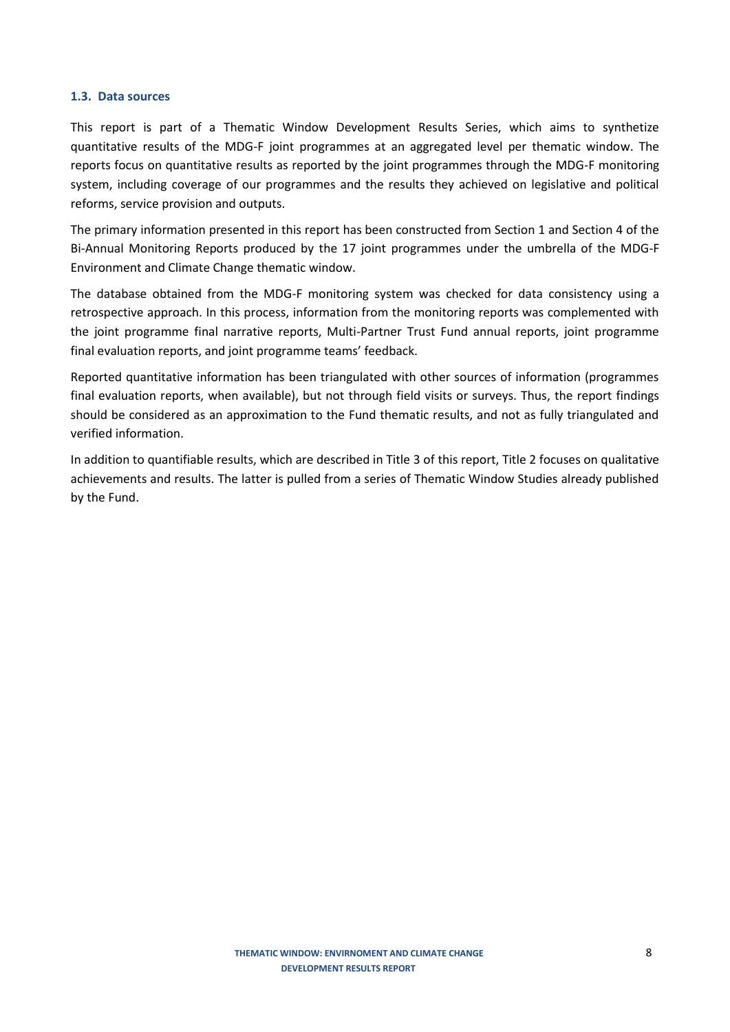### 1.3. Data sources

This report is part of a Thematic Window Development Results Series, which aims to synthetize quantitative results of the MDG-F joint programmes at an aggregated level per thematic window. The reports focus on quantitative results as reported by the joint programmes through the MDG-F monitoring system, including coverage of our programmes and the results they achieved on legislative and political reforms, service provision and outputs.

The primary information presented in this report has been constructed from Section 1 and Section 4 of the Bi-Annual Monitoring Reports produced by the 17 joint programmes under the umbrella of the MDG-F Environment and Climate Change thematic window.

The database obtained from the MDG-F monitoring system was checked for data consistency using a retrospective approach. In this process, information from the monitoring reports was complemented with the joint programme final narrative reports, Multi-Partner Trust Fund annual reports, joint programme final evaluation reports, and joint programme teams' feedback.

Reported quantitative information has been triangulated with other sources of information (programmes final evaluation reports, when available), but not through field visits or surveys. Thus, the report findings should be considered as an approximation to the Fund thematic results, and not as fully triangulated and verified information.

In addition to quantifiable results, which are described in Title 3 of this report, Title 2 focuses on qualitative achievements and results. The latter is pulled from a series of Thematic Window Studies already published by the Fund.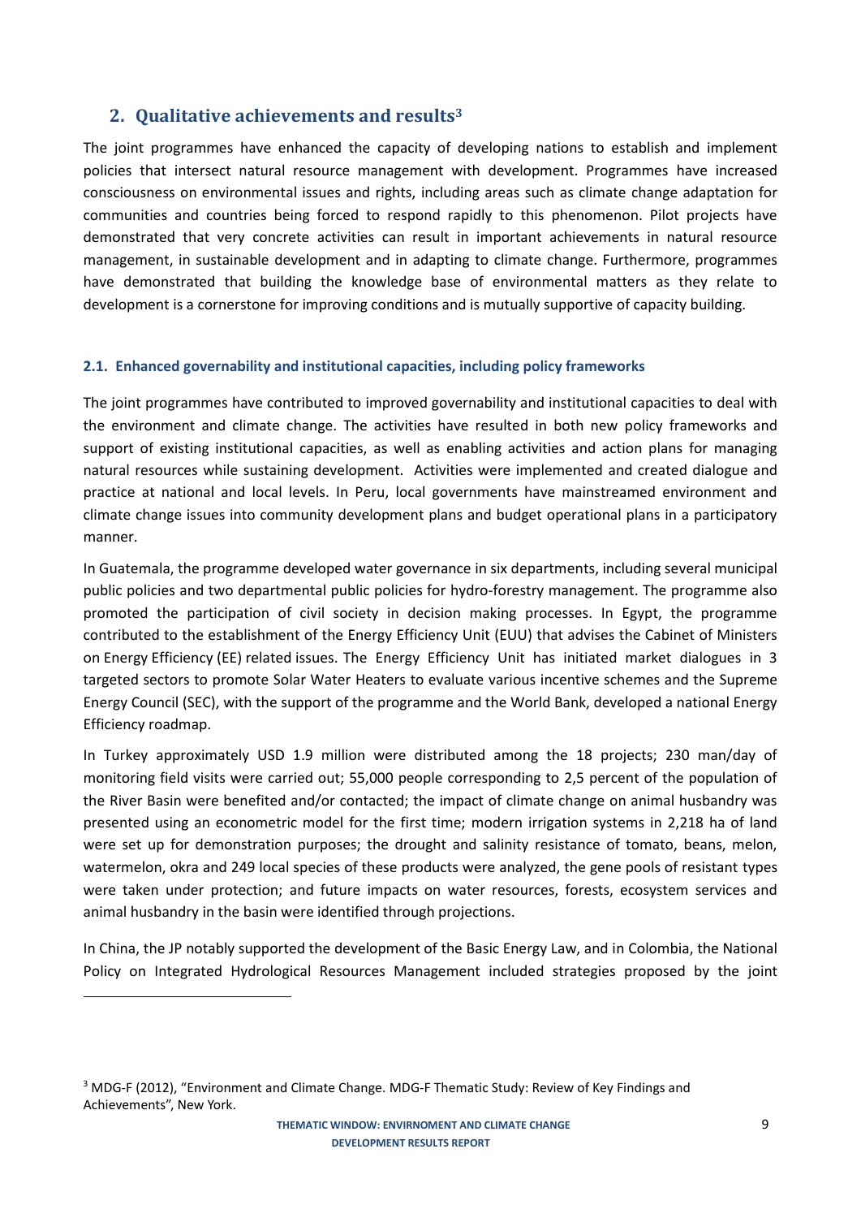## 2. Qualitative achievements and results[3]

The joint programmes have enhanced the capacity of developing nations to establish and implement policies that intersect natural resource management with development. Programmes have increased consciousness on environmental issues and rights, including areas such as climate change adaptation for communities and countries being forced to respond rapidly to this phenomenon. Pilot projects have demonstrated that very concrete activities can result in important achievements in natural resource management, in sustainable development and in adapting to climate change. Furthermore, programmes have demonstrated that building the knowledge base of environmental matters as they relate to development is a cornerstone for improving conditions and is mutually supportive of capacity building.

### 2.1. Enhanced governability and institutional capacities, including policy frameworks

The joint programmes have contributed to improved governability and institutional capacities to deal with the environment and climate change. The activities have resulted in both new policy frameworks and support of existing institutional capacities, as well as enabling activities and action plans for managing natural resources while sustaining development. Activities were implemented and created dialogue and practice at national and local levels. In Peru, local governments have mainstreamed environment and climate change issues into community development plans and budget operational plans in a participatory manner.

In Guatemala, the programme developed water governance in six departments, including several municipal public policies and two departmental public policies for hydro-forestry management. The programme also promoted the participation of civil society in decision making processes. In Egypt, the programme contributed to the establishment of the Energy Efficiency Unit (EUU) that advises the Cabinet of Ministers on Energy Efficiency (EE) related issues. The Energy Efficiency Unit has initiated market dialogues in 3 targeted sectors to promote Solar Water Heaters to evaluate various incentive schemes and the Supreme Energy Council (SEC), with the support of the programme and the World Bank, developed a national Energy Efficiency roadmap.

In Turkey approximately USD 1.9 million were distributed among the 18 projects; 230 man/day of monitoring field visits were carried out; 55,000 people corresponding to 2,5 percent of the population of the River Basin were benefited and/or contacted; the impact of climate change on animal husbandry was presented using an econometric model for the first time; modern irrigation systems in 2,218 ha of land were set up for demonstration purposes; the drought and salinity resistance of tomato, beans, melon, watermelon, okra and 249 local species of these products were analyzed, the gene pools of resistant types were taken under protection; and future impacts on water resources, forests, ecosystem services and animal husbandry in the basin were identified through projections.

In China, the JP notably supported the development of the Basic Energy Law, and in Colombia, the National Policy on Integrated Hydrological Resources Management included strategies proposed by the joint

[3] MDG-F (2012), "Environment and Climate Change. MDG-F Thematic Study: Review of Key Findings and Achievements", New York.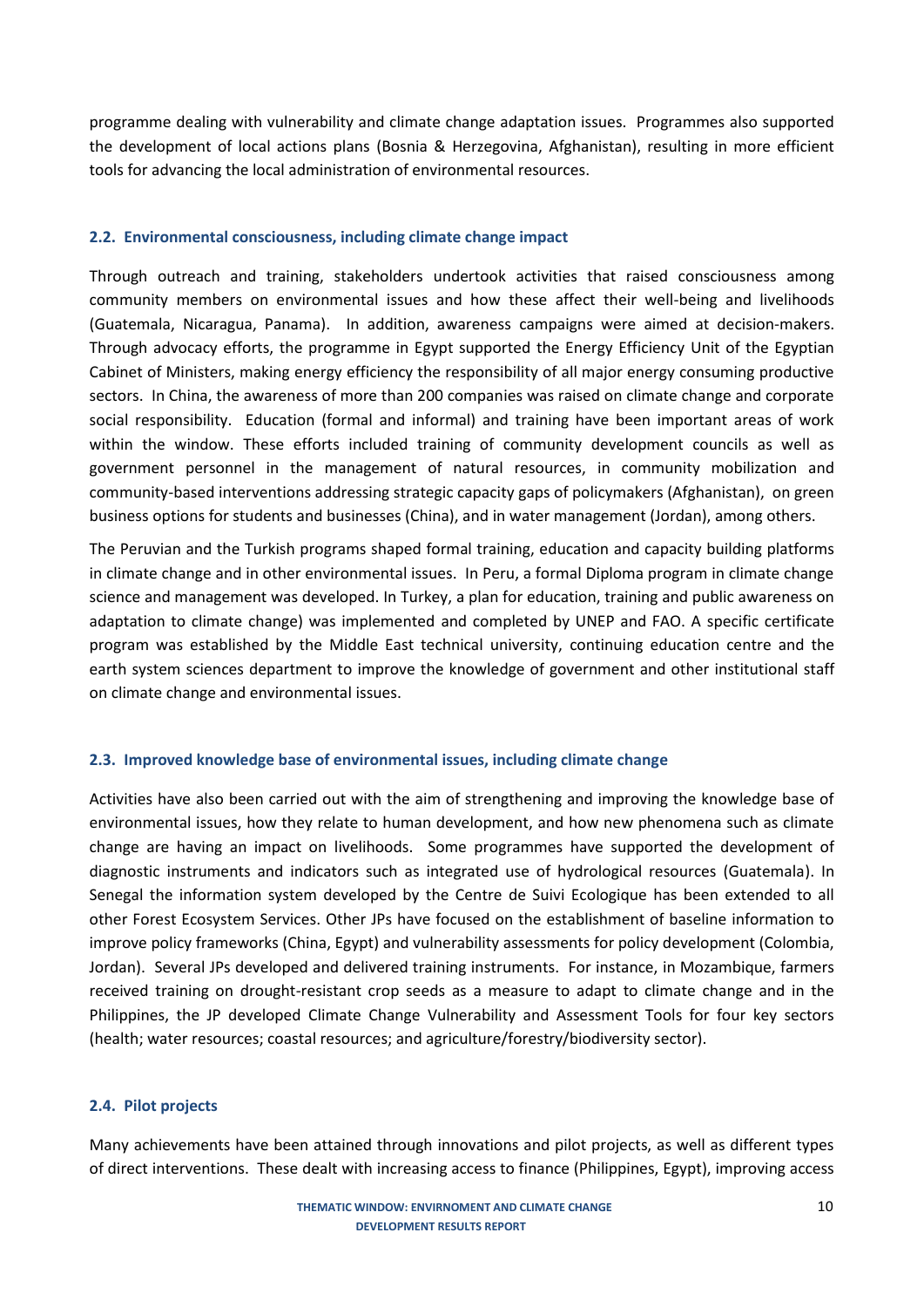programme dealing with vulnerability and climate change adaptation issues. Programmes also supported the development of local actions plans (Bosnia & Herzegovina, Afghanistan), resulting in more efficient tools for advancing the local administration of environmental resources.

### 2.2. Environmental consciousness, including climate change impact

Through outreach and training, stakeholders undertook activities that raised consciousness among community members on environmental issues and how these affect their well-being and livelihoods (Guatemala, Nicaragua, Panama). In addition, awareness campaigns were aimed at decision-makers. Through advocacy efforts, the programme in Egypt supported the Energy Efficiency Unit of the Egyptian Cabinet of Ministers, making energy efficiency the responsibility of all major energy consuming productive sectors. In China, the awareness of more than 200 companies was raised on climate change and corporate social responsibility. Education (formal and informal) and training have been important areas of work within the window. These efforts included training of community development councils as well as government personnel in the management of natural resources, in community mobilization and community-based interventions addressing strategic capacity gaps of policymakers (Afghanistan), on green business options for students and businesses (China), and in water management (Jordan), among others.

The Peruvian and the Turkish programs shaped formal training, education and capacity building platforms in climate change and in other environmental issues. In Peru, a formal Diploma program in climate change science and management was developed. In Turkey, a plan for education, training and public awareness on adaptation to climate change) was implemented and completed by UNEP and FAO. A specific certificate program was established by the Middle East technical university, continuing education centre and the earth system sciences department to improve the knowledge of government and other institutional staff on climate change and environmental issues.

### 2.3. Improved knowledge base of environmental issues, including climate change

Activities have also been carried out with the aim of strengthening and improving the knowledge base of environmental issues, how they relate to human development, and how new phenomena such as climate change are having an impact on livelihoods. Some programmes have supported the development of diagnostic instruments and indicators such as integrated use of hydrological resources (Guatemala). In Senegal the information system developed by the Centre de Suivi Ecologique has been extended to all other Forest Ecosystem Services. Other JPs have focused on the establishment of baseline information to improve policy frameworks (China, Egypt) and vulnerability assessments for policy development (Colombia, Jordan). Several JPs developed and delivered training instruments. For instance, in Mozambique, farmers received training on drought-resistant crop seeds as a measure to adapt to climate change and in the Philippines, the JP developed Climate Change Vulnerability and Assessment Tools for four key sectors (health; water resources; coastal resources; and agriculture/forestry/biodiversity sector).

### 2.4. Pilot projects

Many achievements have been attained through innovations and pilot projects, as well as different types of direct interventions. These dealt with increasing access to finance (Philippines, Egypt), improving access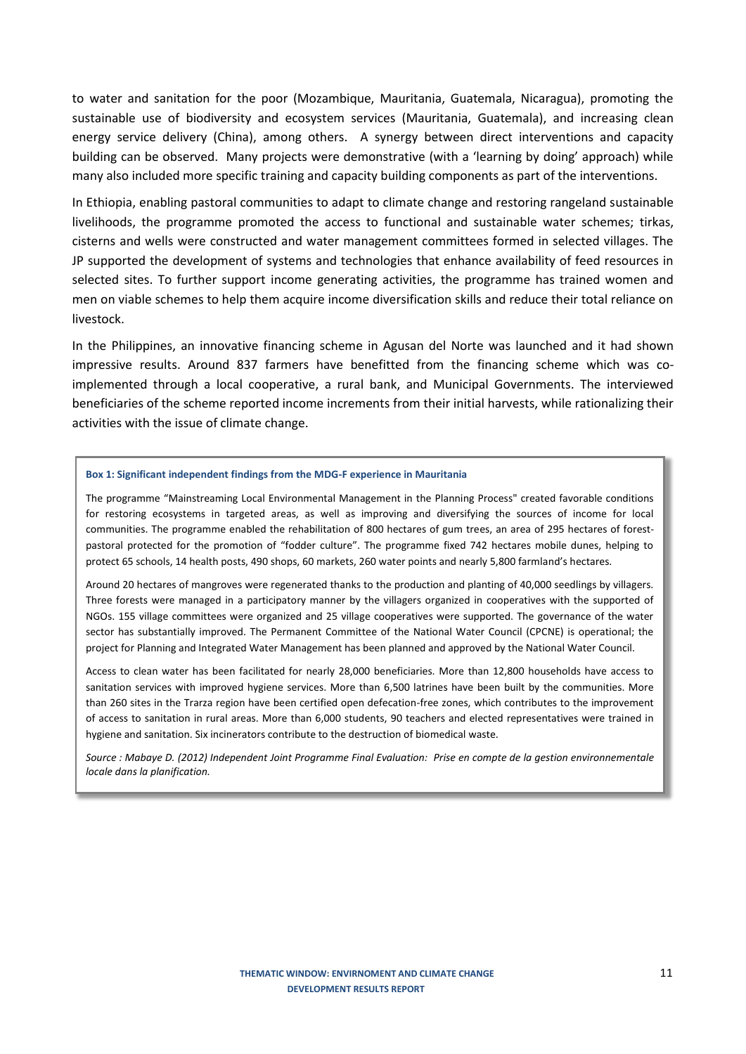to water and sanitation for the poor (Mozambique, Mauritania, Guatemala, Nicaragua), promoting the sustainable use of biodiversity and ecosystem services (Mauritania, Guatemala), and increasing clean energy service delivery (China), among others. A synergy between direct interventions and capacity building can be observed. Many projects were demonstrative (with a 'learning by doing' approach) while many also included more specific training and capacity building components as part of the interventions.

In Ethiopia, enabling pastoral communities to adapt to climate change and restoring rangeland sustainable livelihoods, the programme promoted the access to functional and sustainable water schemes; tirkas, cisterns and wells were constructed and water management committees formed in selected villages. The JP supported the development of systems and technologies that enhance availability of feed resources in selected sites. To further support income generating activities, the programme has trained women and men on viable schemes to help them acquire income diversification skills and reduce their total reliance on livestock.

In the Philippines, an innovative financing scheme in Agusan del Norte was launched and it had shown impressive results. Around 837 farmers have benefitted from the financing scheme which was co-implemented through a local cooperative, a rural bank, and Municipal Governments. The interviewed beneficiaries of the scheme reported income increments from their initial harvests, while rationalizing their activities with the issue of climate change.

**Box 1: Significant independent findings from the MDG-F experience in Mauritania**

The programme "Mainstreaming Local Environmental Management in the Planning Process" created favorable conditions for restoring ecosystems in targeted areas, as well as improving and diversifying the sources of income for local communities. The programme enabled the rehabilitation of 800 hectares of gum trees, an area of 295 hectares of forest-pastoral protected for the promotion of "fodder culture". The programme fixed 742 hectares mobile dunes, helping to protect 65 schools, 14 health posts, 490 shops, 60 markets, 260 water points and nearly 5,800 farmland's hectares.

Around 20 hectares of mangroves were regenerated thanks to the production and planting of 40,000 seedlings by villagers. Three forests were managed in a participatory manner by the villagers organized in cooperatives with the supported of NGOs. 155 village committees were organized and 25 village cooperatives were supported. The governance of the water sector has substantially improved. The Permanent Committee of the National Water Council (CPCNE) is operational; the project for Planning and Integrated Water Management has been planned and approved by the National Water Council.

Access to clean water has been facilitated for nearly 28,000 beneficiaries. More than 12,800 households have access to sanitation services with improved hygiene services. More than 6,500 latrines have been built by the communities. More than 260 sites in the Trarza region have been certified open defecation-free zones, which contributes to the improvement of access to sanitation in rural areas. More than 6,000 students, 90 teachers and elected representatives were trained in hygiene and sanitation. Six incinerators contribute to the destruction of biomedical waste.

*Source : Mabaye D. (2012) Independent Joint Programme Final Evaluation: Prise en compte de la gestion environnementale locale dans la planification.*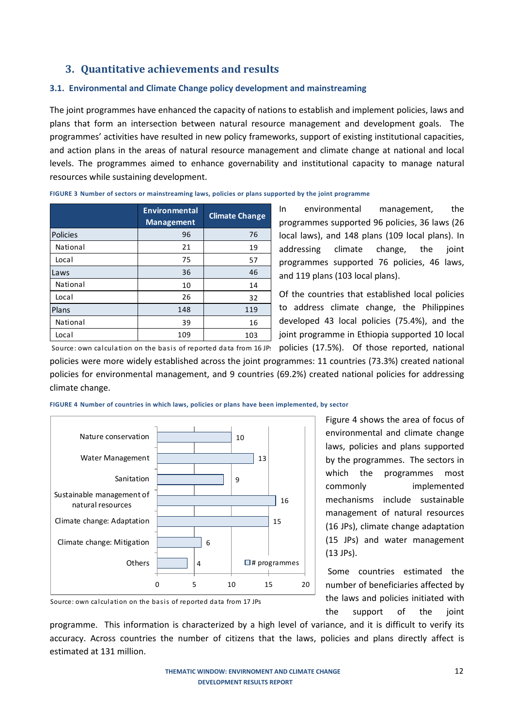## 3. Quantitative achievements and results

### 3.1. Environmental and Climate Change policy development and mainstreaming

The joint programmes have enhanced the capacity of nations to establish and implement policies, laws and plans that form an intersection between natural resource management and development goals. The programmes' activities have resulted in new policy frameworks, support of existing institutional capacities, and action plans in the areas of natural resource management and climate change at national and local levels. The programmes aimed to enhance governability and institutional capacity to manage natural resources while sustaining development.

**FIGURE 3 Number of sectors or mainstreaming laws, policies or plans supported by the joint programme**

| | Environmental Management | Climate Change |
|---|---|---|
| Policies | 96 | 76 |
| National | 21 | 19 |
| Local | 75 | 57 |
| Laws | 36 | 46 |
| National | 10 | 14 |
| Local | 26 | 32 |
| Plans | 148 | 119 |
| National | 39 | 16 |
| Local | 109 | 103 |

Source: own calculation on the basis of reported data from 16 JPs

In environmental management, the programmes supported 96 policies, 36 laws (26 local laws), and 148 plans (109 local plans). In addressing climate change, the joint programmes supported 76 policies, 46 laws, and 119 plans (103 local plans).

Of the countries that established local policies to address climate change, the Philippines developed 43 local policies (75.4%), and the joint programme in Ethiopia supported 10 local policies (17.5%). Of those reported, national policies were more widely established across the joint programmes: 11 countries (73.3%) created national policies for environmental management, and 9 countries (69.2%) created national policies for addressing climate change.

**FIGURE 4 Number of countries in which laws, policies or plans have been implemented, by sector**

| Sector | # programmes |
|---|---|
| Nature conservation | 10 |
| Water Management | 13 |
| Sanitation | 9 |
| Sustainable management of natural resources | 16 |
| Climate change: Adaptation | 15 |
| Climate change: Mitigation | 6 |
| Others | 4 |

Source: own calculation on the basis of reported data from 17 JPs

Figure 4 shows the area of focus of environmental and climate change laws, policies and plans supported by the programmes. The sectors in which the programmes most commonly implemented mechanisms include sustainable management of natural resources (16 JPs), climate change adaptation (15 JPs) and water management (13 JPs).

Some countries estimated the number of beneficiaries affected by the laws and policies initiated with the support of the joint programme. This information is characterized by a high level of variance, and it is difficult to verify its accuracy. Across countries the number of citizens that the laws, policies and plans directly affect is estimated at 131 million.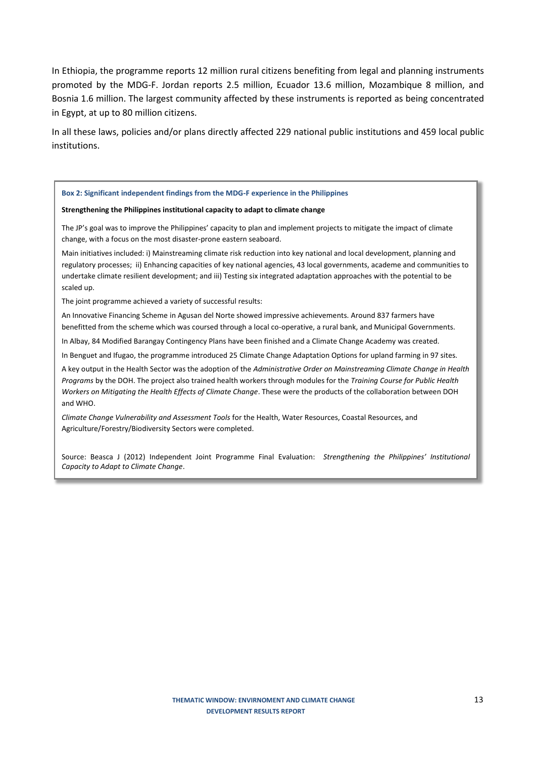In Ethiopia, the programme reports 12 million rural citizens benefiting from legal and planning instruments promoted by the MDG-F. Jordan reports 2.5 million, Ecuador 13.6 million, Mozambique 8 million, and Bosnia 1.6 million. The largest community affected by these instruments is reported as being concentrated in Egypt, at up to 80 million citizens.

In all these laws, policies and/or plans directly affected 229 national public institutions and 459 local public institutions.

**Box 2: Significant independent findings from the MDG-F experience in the Philippines**

**Strengthening the Philippines institutional capacity to adapt to climate change**

The JP's goal was to improve the Philippines' capacity to plan and implement projects to mitigate the impact of climate change, with a focus on the most disaster-prone eastern seaboard.

Main initiatives included: i) Mainstreaming climate risk reduction into key national and local development, planning and regulatory processes; ii) Enhancing capacities of key national agencies, 43 local governments, academe and communities to undertake climate resilient development; and iii) Testing six integrated adaptation approaches with the potential to be scaled up.

The joint programme achieved a variety of successful results:

An Innovative Financing Scheme in Agusan del Norte showed impressive achievements. Around 837 farmers have benefitted from the scheme which was coursed through a local co-operative, a rural bank, and Municipal Governments.

In Albay, 84 Modified Barangay Contingency Plans have been finished and a Climate Change Academy was created.

In Benguet and Ifugao, the programme introduced 25 Climate Change Adaptation Options for upland farming in 97 sites.

A key output in the Health Sector was the adoption of the *Administrative Order on Mainstreaming Climate Change in Health Programs* by the DOH. The project also trained health workers through modules for the *Training Course for Public Health Workers on Mitigating the Health Effects of Climate Change*. These were the products of the collaboration between DOH and WHO.

*Climate Change Vulnerability and Assessment Tools* for the Health, Water Resources, Coastal Resources, and Agriculture/Forestry/Biodiversity Sectors were completed.

Source: Beasca J (2012) Independent Joint Programme Final Evaluation: *Strengthening the Philippines' Institutional Capacity to Adapt to Climate Change*.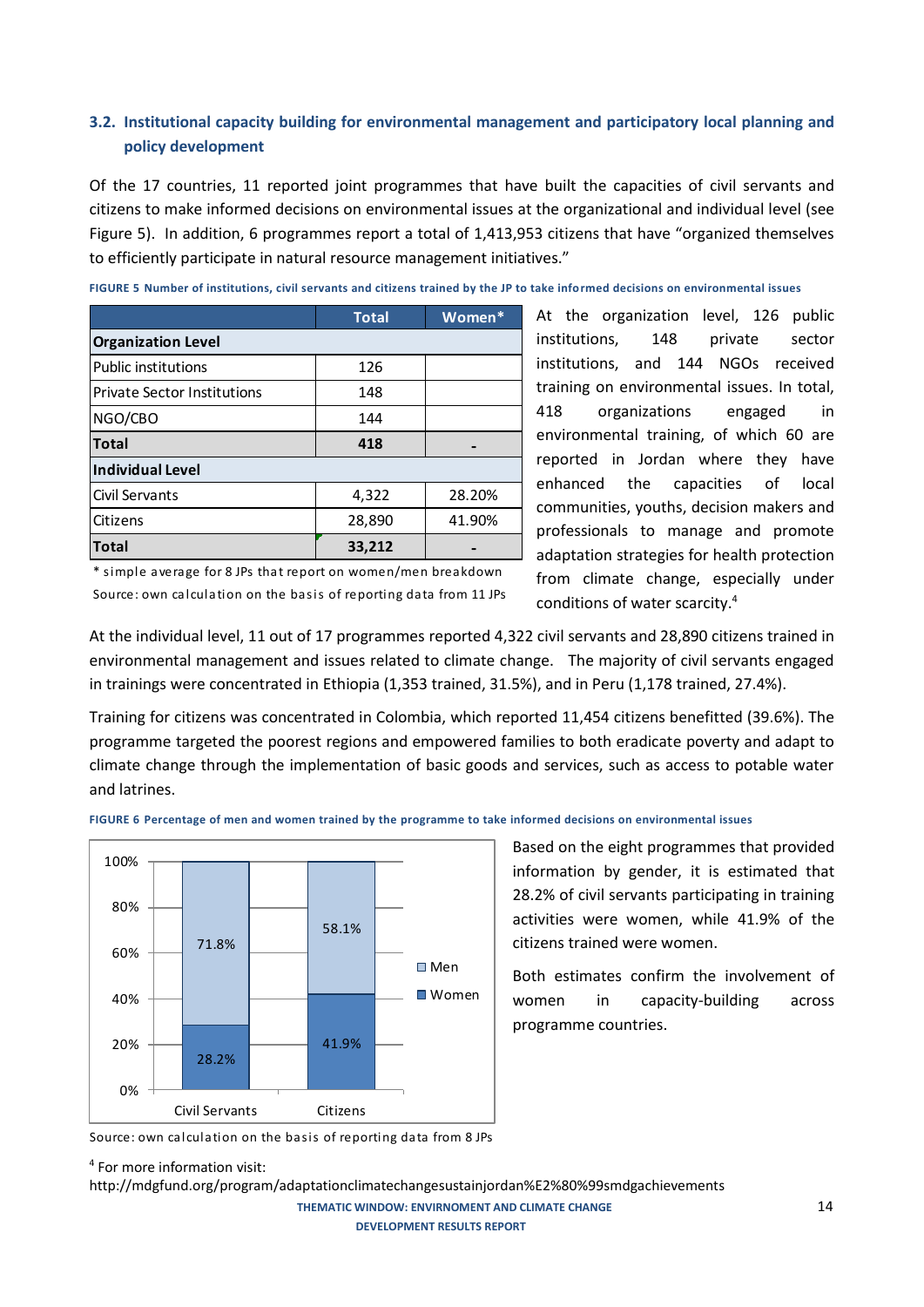## 3.2. Institutional capacity building for environmental management and participatory local planning and policy development

Of the 17 countries, 11 reported joint programmes that have built the capacities of civil servants and citizens to make informed decisions on environmental issues at the organizational and individual level (see Figure 5). In addition, 6 programmes report a total of 1,413,953 citizens that have "organized themselves to efficiently participate in natural resource management initiatives."

**FIGURE 5 Number of institutions, civil servants and citizens trained by the JP to take informed decisions on environmental issues**

| | Total | Women* |
|---|---|---|
| **Organization Level** | | |
| Public institutions | 126 | |
| Private Sector Institutions | 148 | |
| NGO/CBO | 144 | |
| **Total** | **418** | - |
| **Individual Level** | | |
| Civil Servants | 4,322 | 28.20% |
| Citizens | 28,890 | 41.90% |
| **Total** | **33,212** | - |

\* simple average for 8 JPs that report on women/men breakdown

Source: own calculation on the basis of reporting data from 11 JPs

At the organization level, 126 public institutions, 148 private sector institutions, and 144 NGOs received training on environmental issues. In total, 418 organizations engaged in environmental training, of which 60 are reported in Jordan where they have enhanced the capacities of local communities, youths, decision makers and professionals to manage and promote adaptation strategies for health protection from climate change, especially under conditions of water scarcity.[4]

At the individual level, 11 out of 17 programmes reported 4,322 civil servants and 28,890 citizens trained in environmental management and issues related to climate change. The majority of civil servants engaged in trainings were concentrated in Ethiopia (1,353 trained, 31.5%), and in Peru (1,178 trained, 27.4%).

Training for citizens was concentrated in Colombia, which reported 11,454 citizens benefitted (39.6%). The programme targeted the poorest regions and empowered families to both eradicate poverty and adapt to climate change through the implementation of basic goods and services, such as access to potable water and latrines.

**FIGURE 6 Percentage of men and women trained by the programme to take informed decisions on environmental issues**

| | Civil Servants | Citizens |
|---|---|---|
| Men | 71.8% | 58.1% |
| Women | 28.2% | 41.9% |

Source: own calculation on the basis of reporting data from 8 JPs

Based on the eight programmes that provided information by gender, it is estimated that 28.2% of civil servants participating in training activities were women, while 41.9% of the citizens trained were women.

Both estimates confirm the involvement of women in capacity-building across programme countries.

[4] For more information visit: http://mdgfund.org/program/adaptationclimatechangesustainjordan%E2%80%99smdgachievements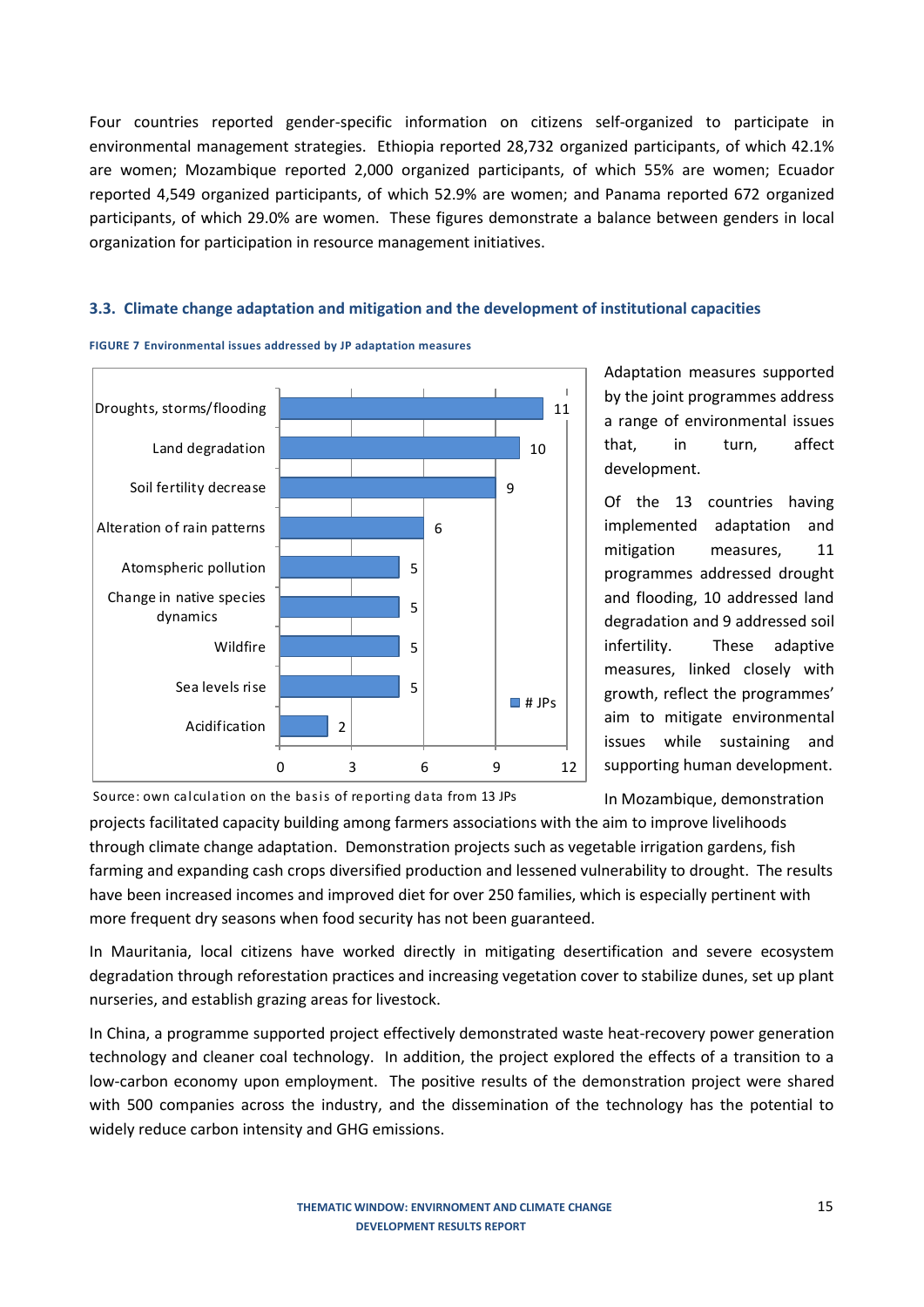Four countries reported gender-specific information on citizens self-organized to participate in environmental management strategies. Ethiopia reported 28,732 organized participants, of which 42.1% are women; Mozambique reported 2,000 organized participants, of which 55% are women; Ecuador reported 4,549 organized participants, of which 52.9% are women; and Panama reported 672 organized participants, of which 29.0% are women. These figures demonstrate a balance between genders in local organization for participation in resource management initiatives.

### 3.3. Climate change adaptation and mitigation and the development of institutional capacities

**FIGURE 7 Environmental issues addressed by JP adaptation measures**

| Environmental issue | # JPs |
|---|---|
| Droughts, storms/flooding | 11 |
| Land degradation | 10 |
| Soil fertility decrease | 9 |
| Alteration of rain patterns | 6 |
| Atomspheric pollution | 5 |
| Change in native species dynamics | 5 |
| Wildfire | 5 |
| Sea levels rise | 5 |
| Acidification | 2 |

Source: own calculation on the basis of reporting data from 13 JPs

Adaptation measures supported by the joint programmes address a range of environmental issues that, in turn, affect development.

Of the 13 countries having implemented adaptation and mitigation measures, 11 programmes addressed drought and flooding, 10 addressed land degradation and 9 addressed soil infertility. These adaptive measures, linked closely with growth, reflect the programmes' aim to mitigate environmental issues while sustaining and supporting human development.

In Mozambique, demonstration projects facilitated capacity building among farmers associations with the aim to improve livelihoods through climate change adaptation. Demonstration projects such as vegetable irrigation gardens, fish farming and expanding cash crops diversified production and lessened vulnerability to drought. The results have been increased incomes and improved diet for over 250 families, which is especially pertinent with more frequent dry seasons when food security has not been guaranteed.

In Mauritania, local citizens have worked directly in mitigating desertification and severe ecosystem degradation through reforestation practices and increasing vegetation cover to stabilize dunes, set up plant nurseries, and establish grazing areas for livestock.

In China, a programme supported project effectively demonstrated waste heat-recovery power generation technology and cleaner coal technology. In addition, the project explored the effects of a transition to a low-carbon economy upon employment. The positive results of the demonstration project were shared with 500 companies across the industry, and the dissemination of the technology has the potential to widely reduce carbon intensity and GHG emissions.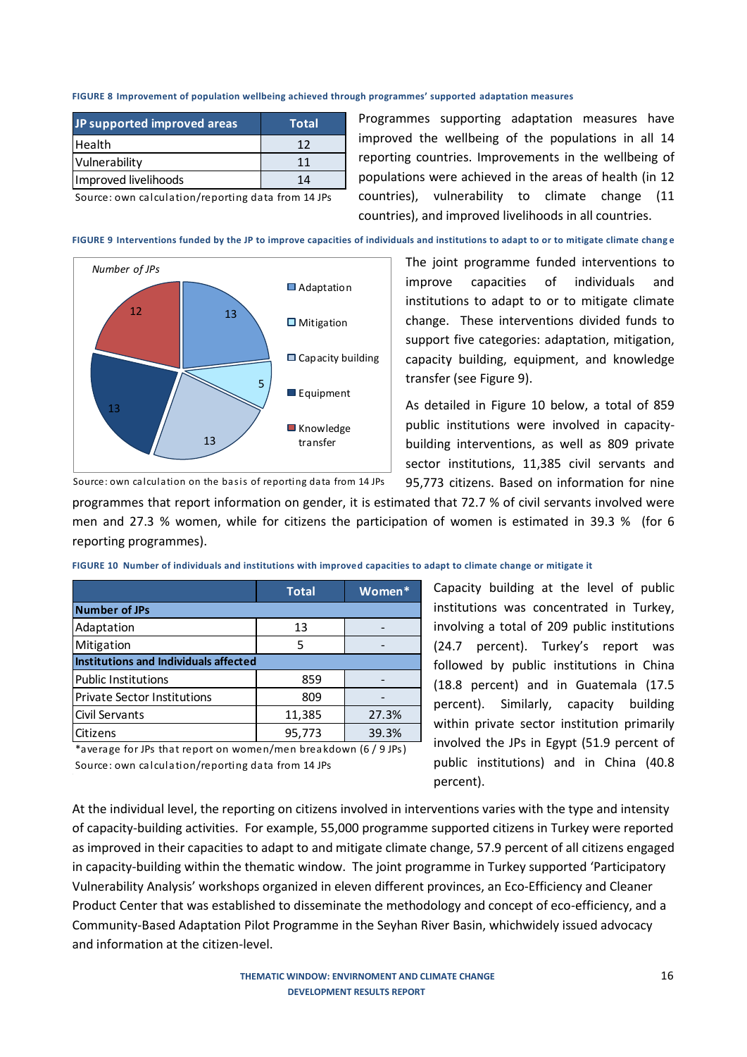FIGURE 8 Improvement of population wellbeing achieved through programmes' supported adaptation measures

| JP supported improved areas | Total |
|---|---|
| Health | 12 |
| Vulnerability | 11 |
| Improved livelihoods | 14 |

Source: own calculation/reporting data from 14 JPs

Programmes supporting adaptation measures have improved the wellbeing of the populations in all 14 reporting countries. Improvements in the wellbeing of populations were achieved in the areas of health (in 12 countries), vulnerability to climate change (11 countries), and improved livelihoods in all countries.

FIGURE 9 Interventions funded by the JP to improve capacities of individuals and institutions to adapt to or to mitigate climate change

Number of JPs

| Category | Number of JPs |
|---|---|
| Adaptation | 13 |
| Mitigation | 5 |
| Capacity building | 13 |
| Equipment | 13 |
| Knowledge transfer | 12 |

Source: own calculation on the basis of reporting data from 14 JPs

The joint programme funded interventions to improve capacities of individuals and institutions to adapt to or to mitigate climate change. These interventions divided funds to support five categories: adaptation, mitigation, capacity building, equipment, and knowledge transfer (see Figure 9).

As detailed in Figure 10 below, a total of 859 public institutions were involved in capacity-building interventions, as well as 809 private sector institutions, 11,385 civil servants and 95,773 citizens. Based on information for nine programmes that report information on gender, it is estimated that 72.7 % of civil servants involved were men and 27.3 % women, while for citizens the participation of women is estimated in 39.3 % (for 6 reporting programmes).

FIGURE 10 Number of individuals and institutions with improved capacities to adapt to climate change or mitigate it

| | Total | Women* |
|---|---|---|
| **Number of JPs** | | |
| Adaptation | 13 | - |
| Mitigation | 5 | - |
| **Institutions and Individuals affected** | | |
| Public Institutions | 859 | - |
| Private Sector Institutions | 809 | - |
| Civil Servants | 11,385 | 27.3% |
| Citizens | 95,773 | 39.3% |

*average for JPs that report on women/men breakdown (6 / 9 JPs)
Source: own calculation/reporting data from 14 JPs

Capacity building at the level of public institutions was concentrated in Turkey, involving a total of 209 public institutions (24.7 percent). Turkey's report was followed by public institutions in China (18.8 percent) and in Guatemala (17.5 percent). Similarly, capacity building within private sector institution primarily involved the JPs in Egypt (51.9 percent of public institutions) and in China (40.8 percent).

At the individual level, the reporting on citizens involved in interventions varies with the type and intensity of capacity-building activities. For example, 55,000 programme supported citizens in Turkey were reported as improved in their capacities to adapt to and mitigate climate change, 57.9 percent of all citizens engaged in capacity-building within the thematic window. The joint programme in Turkey supported 'Participatory Vulnerability Analysis' workshops organized in eleven different provinces, an Eco-Efficiency and Cleaner Product Center that was established to disseminate the methodology and concept of eco-efficiency, and a Community-Based Adaptation Pilot Programme in the Seyhan River Basin, whichwidely issued advocacy and information at the citizen-level.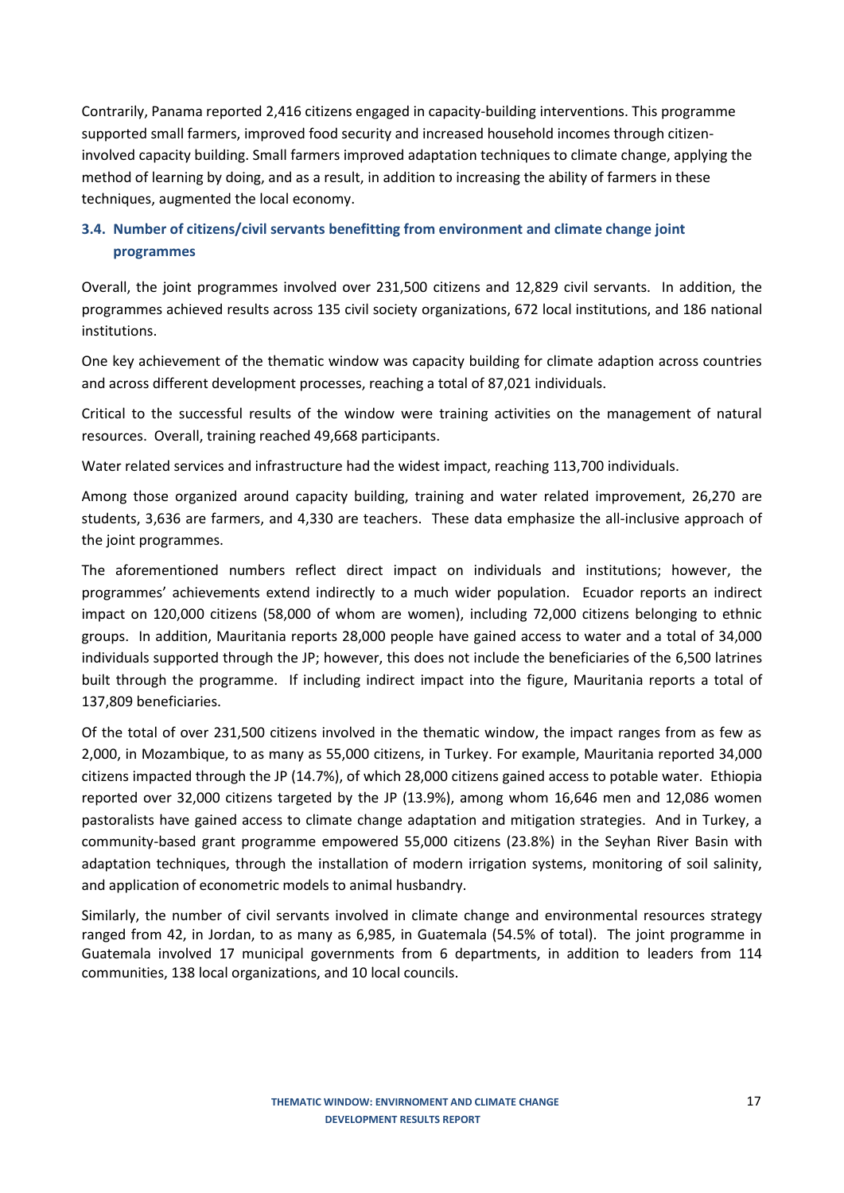Contrarily, Panama reported 2,416 citizens engaged in capacity-building interventions. This programme supported small farmers, improved food security and increased household incomes through citizen-involved capacity building. Small farmers improved adaptation techniques to climate change, applying the method of learning by doing, and as a result, in addition to increasing the ability of farmers in these techniques, augmented the local economy.

### 3.4. Number of citizens/civil servants benefitting from environment and climate change joint programmes

Overall, the joint programmes involved over 231,500 citizens and 12,829 civil servants. In addition, the programmes achieved results across 135 civil society organizations, 672 local institutions, and 186 national institutions.

One key achievement of the thematic window was capacity building for climate adaption across countries and across different development processes, reaching a total of 87,021 individuals.

Critical to the successful results of the window were training activities on the management of natural resources. Overall, training reached 49,668 participants.

Water related services and infrastructure had the widest impact, reaching 113,700 individuals.

Among those organized around capacity building, training and water related improvement, 26,270 are students, 3,636 are farmers, and 4,330 are teachers. These data emphasize the all-inclusive approach of the joint programmes.

The aforementioned numbers reflect direct impact on individuals and institutions; however, the programmes' achievements extend indirectly to a much wider population. Ecuador reports an indirect impact on 120,000 citizens (58,000 of whom are women), including 72,000 citizens belonging to ethnic groups. In addition, Mauritania reports 28,000 people have gained access to water and a total of 34,000 individuals supported through the JP; however, this does not include the beneficiaries of the 6,500 latrines built through the programme. If including indirect impact into the figure, Mauritania reports a total of 137,809 beneficiaries.

Of the total of over 231,500 citizens involved in the thematic window, the impact ranges from as few as 2,000, in Mozambique, to as many as 55,000 citizens, in Turkey. For example, Mauritania reported 34,000 citizens impacted through the JP (14.7%), of which 28,000 citizens gained access to potable water. Ethiopia reported over 32,000 citizens targeted by the JP (13.9%), among whom 16,646 men and 12,086 women pastoralists have gained access to climate change adaptation and mitigation strategies. And in Turkey, a community-based grant programme empowered 55,000 citizens (23.8%) in the Seyhan River Basin with adaptation techniques, through the installation of modern irrigation systems, monitoring of soil salinity, and application of econometric models to animal husbandry.

Similarly, the number of civil servants involved in climate change and environmental resources strategy ranged from 42, in Jordan, to as many as 6,985, in Guatemala (54.5% of total). The joint programme in Guatemala involved 17 municipal governments from 6 departments, in addition to leaders from 114 communities, 138 local organizations, and 10 local councils.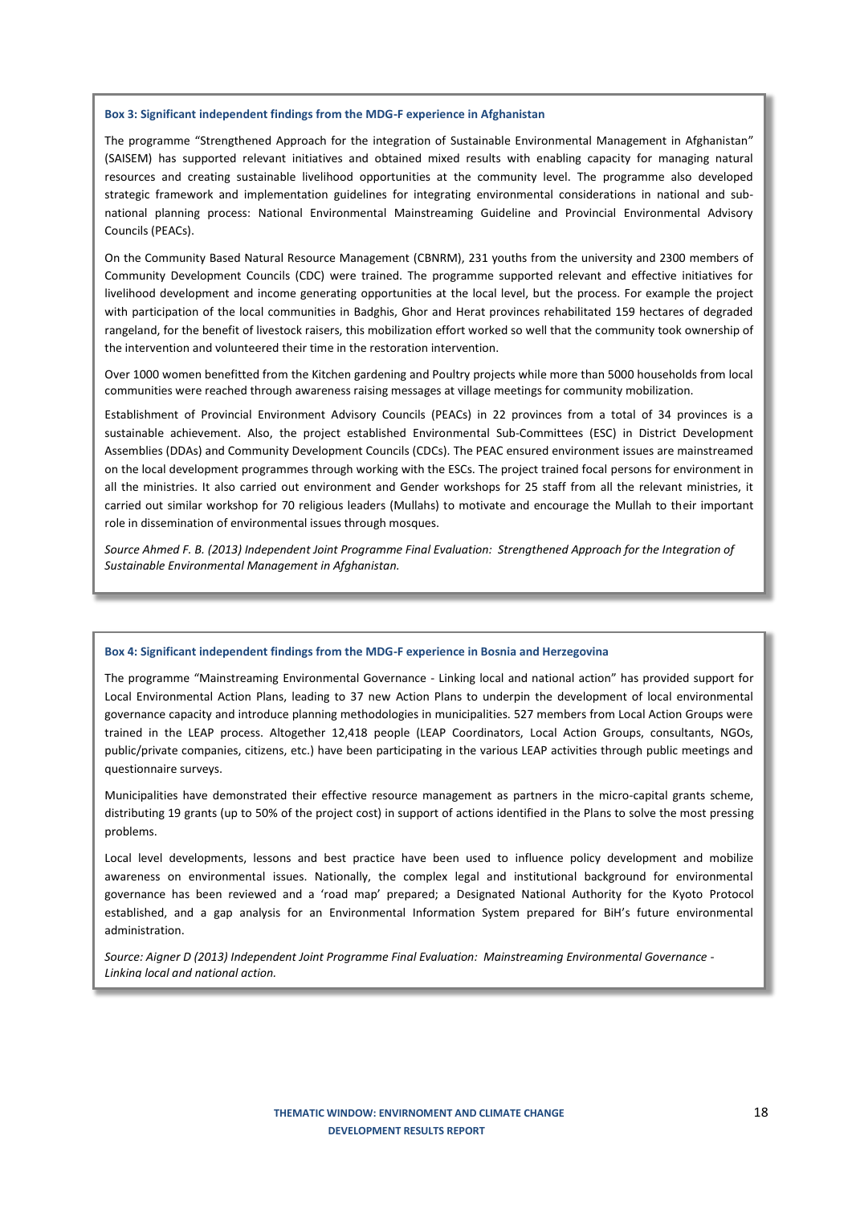**Box 3: Significant independent findings from the MDG-F experience in Afghanistan**

The programme "Strengthened Approach for the integration of Sustainable Environmental Management in Afghanistan" (SAISEM) has supported relevant initiatives and obtained mixed results with enabling capacity for managing natural resources and creating sustainable livelihood opportunities at the community level. The programme also developed strategic framework and implementation guidelines for integrating environmental considerations in national and sub-national planning process: National Environmental Mainstreaming Guideline and Provincial Environmental Advisory Councils (PEACs).

On the Community Based Natural Resource Management (CBNRM), 231 youths from the university and 2300 members of Community Development Councils (CDC) were trained. The programme supported relevant and effective initiatives for livelihood development and income generating opportunities at the local level, but the process. For example the project with participation of the local communities in Badghis, Ghor and Herat provinces rehabilitated 159 hectares of degraded rangeland, for the benefit of livestock raisers, this mobilization effort worked so well that the community took ownership of the intervention and volunteered their time in the restoration intervention.

Over 1000 women benefitted from the Kitchen gardening and Poultry projects while more than 5000 households from local communities were reached through awareness raising messages at village meetings for community mobilization.

Establishment of Provincial Environment Advisory Councils (PEACs) in 22 provinces from a total of 34 provinces is a sustainable achievement. Also, the project established Environmental Sub-Committees (ESC) in District Development Assemblies (DDAs) and Community Development Councils (CDCs). The PEAC ensured environment issues are mainstreamed on the local development programmes through working with the ESCs. The project trained focal persons for environment in all the ministries. It also carried out environment and Gender workshops for 25 staff from all the relevant ministries, it carried out similar workshop for 70 religious leaders (Mullahs) to motivate and encourage the Mullah to their important role in dissemination of environmental issues through mosques.

*Source Ahmed F. B. (2013) Independent Joint Programme Final Evaluation: Strengthened Approach for the Integration of Sustainable Environmental Management in Afghanistan.*

**Box 4: Significant independent findings from the MDG-F experience in Bosnia and Herzegovina**

The programme "Mainstreaming Environmental Governance - Linking local and national action" has provided support for Local Environmental Action Plans, leading to 37 new Action Plans to underpin the development of local environmental governance capacity and introduce planning methodologies in municipalities. 527 members from Local Action Groups were trained in the LEAP process. Altogether 12,418 people (LEAP Coordinators, Local Action Groups, consultants, NGOs, public/private companies, citizens, etc.) have been participating in the various LEAP activities through public meetings and questionnaire surveys.

Municipalities have demonstrated their effective resource management as partners in the micro-capital grants scheme, distributing 19 grants (up to 50% of the project cost) in support of actions identified in the Plans to solve the most pressing problems.

Local level developments, lessons and best practice have been used to influence policy development and mobilize awareness on environmental issues. Nationally, the complex legal and institutional background for environmental governance has been reviewed and a 'road map' prepared; a Designated National Authority for the Kyoto Protocol established, and a gap analysis for an Environmental Information System prepared for BiH's future environmental administration.

*Source: Aigner D (2013) Independent Joint Programme Final Evaluation: Mainstreaming Environmental Governance - Linking local and national action.*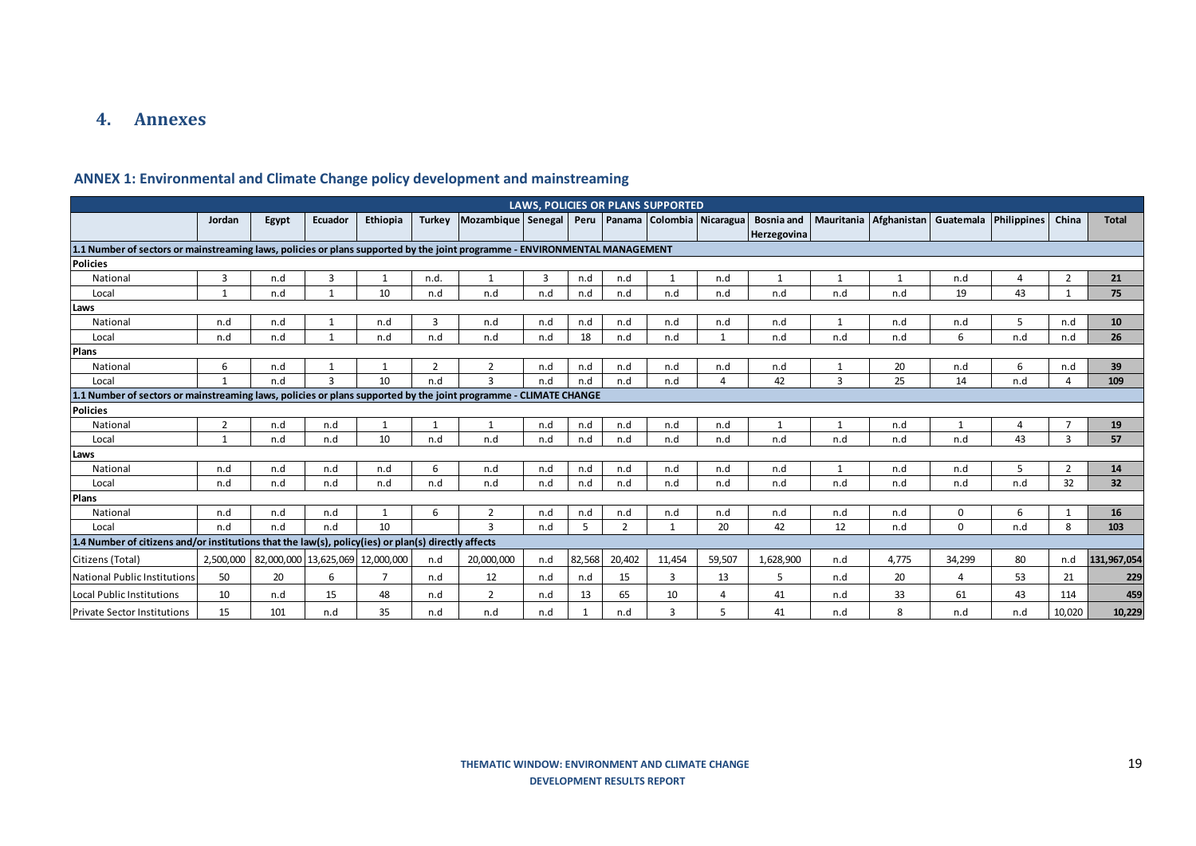## 4. Annexes

### ANNEX 1: Environmental and Climate Change policy development and mainstreaming

| LAWS, POLICIES OR PLANS SUPPORTED | | | | | | | | | | | | | | | | | | |
|---|---|---|---|---|---|---|---|---|---|---|---|---|---|---|---|---|---|---|
| | Jordan | Egypt | Ecuador | Ethiopia | Turkey | Mozambique | Senegal | Peru | Panama | Colombia | Nicaragua | Bosnia and Herzegovina | Mauritania | Afghanistan | Guatemala | Philippines | China | Total |
| **1.1 Number of sectors or mainstreaming laws, policies or plans supported by the joint programme - ENVIRONMENTAL MANAGEMENT** | | | | | | | | | | | | | | | | | | |
| **Policies** | | | | | | | | | | | | | | | | | | |
| National | 3 | n.d | 3 | 1 | n.d. | 1 | 3 | n.d | n.d | 1 | n.d | 1 | 1 | 1 | n.d | 4 | 2 | **21** |
| Local | 1 | n.d | 1 | 10 | n.d | n.d | n.d | n.d | n.d | n.d | n.d | n.d | n.d | n.d | 19 | 43 | 1 | **75** |
| **Laws** | | | | | | | | | | | | | | | | | | |
| National | n.d | n.d | 1 | n.d | 3 | n.d | n.d | n.d | n.d | n.d | n.d | n.d | 1 | n.d | n.d | 5 | n.d | **10** |
| Local | n.d | n.d | 1 | n.d | n.d | n.d | n.d | 18 | n.d | n.d | 1 | n.d | n.d | n.d | 6 | n.d | n.d | **26** |
| **Plans** | | | | | | | | | | | | | | | | | | |
| National | 6 | n.d | 1 | 1 | 2 | 2 | n.d | n.d | n.d | n.d | n.d | n.d | 1 | 20 | n.d | 6 | n.d | **39** |
| Local | 1 | n.d | 3 | 10 | n.d | 3 | n.d | n.d | n.d | n.d | 4 | 42 | 3 | 25 | 14 | n.d | 4 | **109** |
| **1.1 Number of sectors or mainstreaming laws, policies or plans supported by the joint programme - CLIMATE CHANGE** | | | | | | | | | | | | | | | | | | |
| **Policies** | | | | | | | | | | | | | | | | | | |
| National | 2 | n.d | n.d | 1 | 1 | 1 | n.d | n.d | n.d | n.d | n.d | 1 | 1 | n.d | 1 | 4 | 7 | **19** |
| Local | 1 | n.d | n.d | 10 | n.d | n.d | n.d | n.d | n.d | n.d | n.d | n.d | n.d | n.d | n.d | 43 | 3 | **57** |
| **Laws** | | | | | | | | | | | | | | | | | | |
| National | n.d | n.d | n.d | n.d | 6 | n.d | n.d | n.d | n.d | n.d | n.d | n.d | 1 | n.d | n.d | 5 | 2 | **14** |
| Local | n.d | n.d | n.d | n.d | n.d | n.d | n.d | n.d | n.d | n.d | n.d | n.d | n.d | n.d | n.d | n.d | 32 | **32** |
| **Plans** | | | | | | | | | | | | | | | | | | |
| National | n.d | n.d | n.d | 1 | 6 | 2 | n.d | n.d | n.d | n.d | n.d | n.d | n.d | n.d | 0 | 6 | 1 | **16** |
| Local | n.d | n.d | n.d | 10 | | 3 | n.d | 5 | 2 | 1 | 20 | 42 | 12 | n.d | 0 | n.d | 8 | **103** |
| **1.4 Number of citizens and/or institutions that the law(s), policy(ies) or plan(s) directly affects** | | | | | | | | | | | | | | | | | | |
| Citizens (Total) | 2,500,000 | 82,000,000 | 13,625,069 | 12,000,000 | n.d | 20,000,000 | n.d | 82,568 | 20,402 | 11,454 | 59,507 | 1,628,900 | n.d | 4,775 | 34,299 | 80 | n.d | **131,967,054** |
| National Public Institutions | 50 | 20 | 6 | 7 | n.d | 12 | n.d | n.d | 15 | 3 | 13 | 5 | n.d | 20 | 4 | 53 | 21 | **229** |
| Local Public Institutions | 10 | n.d | 15 | 48 | n.d | 2 | n.d | 13 | 65 | 10 | 4 | 41 | n.d | 33 | 61 | 43 | 114 | **459** |
| Private Sector Institutions | 15 | 101 | n.d | 35 | n.d | n.d | n.d | 1 | n.d | 3 | 5 | 41 | n.d | 8 | n.d | n.d | 10,020 | **10,229** |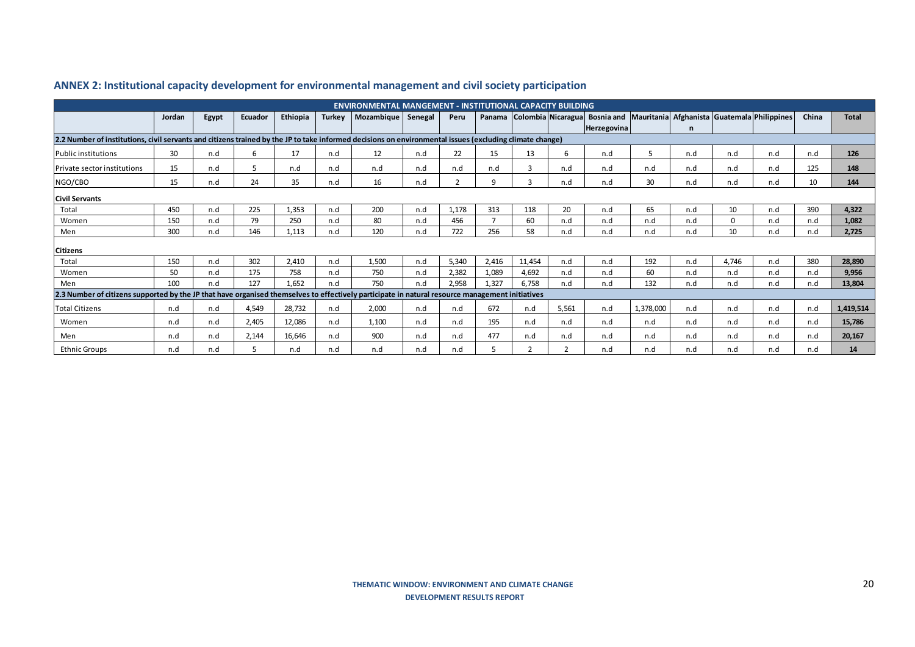## ANNEX 2: Institutional capacity development for environmental management and civil society participation

| ENVIRONMENTAL MANGEMENT - INSTITUTIONAL CAPACITY BUILDING | | | | | | | | | | | | | | | | | | |
|---|---|---|---|---|---|---|---|---|---|---|---|---|---|---|---|---|---|---|
| | Jordan | Egypt | Ecuador | Ethiopia | Turkey | Mozambique | Senegal | Peru | Panama | Colombia | Nicaragua | Bosnia and Herzegovina | Mauritania | Afghanistan | Guatemala | Philippines | China | Total |
| **2.2 Number of institutions, civil servants and citizens trained by the JP to take informed decisions on environmental issues (excluding climate change)** | | | | | | | | | | | | | | | | | | |
| Public institutions | 30 | n.d | 6 | 17 | n.d | 12 | n.d | 22 | 15 | 13 | 6 | n.d | 5 | n.d | n.d | n.d | n.d | **126** |
| Private sector institutions | 15 | n.d | 5 | n.d | n.d | n.d | n.d | n.d | n.d | 3 | n.d | n.d | n.d | n.d | n.d | n.d | 125 | **148** |
| NGO/CBO | 15 | n.d | 24 | 35 | n.d | 16 | n.d | 2 | 9 | 3 | n.d | n.d | 30 | n.d | n.d | n.d | 10 | **144** |
| **Civil Servants** | | | | | | | | | | | | | | | | | | |
| Total | 450 | n.d | 225 | 1,353 | n.d | 200 | n.d | 1,178 | 313 | 118 | 20 | n.d | 65 | n.d | 10 | n.d | 390 | **4,322** |
| Women | 150 | n.d | 79 | 250 | n.d | 80 | n.d | 456 | 7 | 60 | n.d | n.d | n.d | n.d | 0 | n.d | n.d | **1,082** |
| Men | 300 | n.d | 146 | 1,113 | n.d | 120 | n.d | 722 | 256 | 58 | n.d | n.d | n.d | n.d | 10 | n.d | n.d | **2,725** |
| **Citizens** | | | | | | | | | | | | | | | | | | |
| Total | 150 | n.d | 302 | 2,410 | n.d | 1,500 | n.d | 5,340 | 2,416 | 11,454 | n.d | n.d | 192 | n.d | 4,746 | n.d | 380 | **28,890** |
| Women | 50 | n.d | 175 | 758 | n.d | 750 | n.d | 2,382 | 1,089 | 4,692 | n.d | n.d | 60 | n.d | n.d | n.d | n.d | **9,956** |
| Men | 100 | n.d | 127 | 1,652 | n.d | 750 | n.d | 2,958 | 1,327 | 6,758 | n.d | n.d | 132 | n.d | n.d | n.d | n.d | **13,804** |
| **2.3 Number of citizens supported by the JP that have organised themselves to effectively participate in natural resource management initiatives** | | | | | | | | | | | | | | | | | | |
| Total Citizens | n.d | n.d | 4,549 | 28,732 | n.d | 2,000 | n.d | n.d | 672 | n.d | 5,561 | n.d | 1,378,000 | n.d | n.d | n.d | n.d | **1,419,514** |
| Women | n.d | n.d | 2,405 | 12,086 | n.d | 1,100 | n.d | n.d | 195 | n.d | n.d | n.d | n.d | n.d | n.d | n.d | n.d | **15,786** |
| Men | n.d | n.d | 2,144 | 16,646 | n.d | 900 | n.d | n.d | 477 | n.d | n.d | n.d | n.d | n.d | n.d | n.d | n.d | **20,167** |
| Ethnic Groups | n.d | n.d | 5 | n.d | n.d | n.d | n.d | n.d | 5 | 2 | 2 | n.d | n.d | n.d | n.d | n.d | n.d | **14** |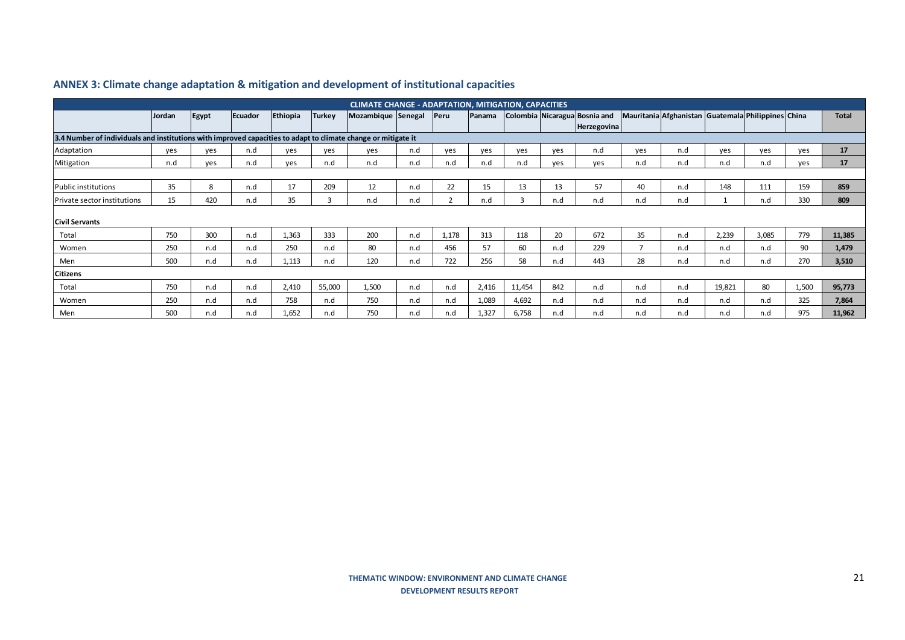## ANNEX 3: Climate change adaptation & mitigation and development of institutional capacities

| CLIMATE CHANGE - ADAPTATION, MITIGATION, CAPACITIES | | | | | | | | | | | | | | | | | | |
|---|---|---|---|---|---|---|---|---|---|---|---|---|---|---|---|---|---|---|
| | Jordan | Egypt | Ecuador | Ethiopia | Turkey | Mozambique | Senegal | Peru | Panama | Colombia | Nicaragua | Bosnia and Herzegovina | Mauritania | Afghanistan | Guatemala | Philippines | China | Total |
| **3.4 Number of individuals and institutions with improved capacities to adapt to climate change or mitigate it** | | | | | | | | | | | | | | | | | | |
| Adaptation | yes | yes | n.d | yes | yes | yes | n.d | yes | yes | yes | yes | n.d | yes | n.d | yes | yes | yes | **17** |
| Mitigation | n.d | yes | n.d | yes | n.d | n.d | n.d | n.d | n.d | n.d | yes | yes | n.d | n.d | n.d | n.d | yes | **17** |
| | | | | | | | | | | | | | | | | | | |
| Public institutions | 35 | 8 | n.d | 17 | 209 | 12 | n.d | 22 | 15 | 13 | 13 | 57 | 40 | n.d | 148 | 111 | 159 | **859** |
| Private sector institutions | 15 | 420 | n.d | 35 | 3 | n.d | n.d | 2 | n.d | 3 | n.d | n.d | n.d | n.d | 1 | n.d | 330 | **809** |
| **Civil Servants** | | | | | | | | | | | | | | | | | | |
| Total | 750 | 300 | n.d | 1,363 | 333 | 200 | n.d | 1,178 | 313 | 118 | 20 | 672 | 35 | n.d | 2,239 | 3,085 | 779 | **11,385** |
| Women | 250 | n.d | n.d | 250 | n.d | 80 | n.d | 456 | 57 | 60 | n.d | 229 | 7 | n.d | n.d | n.d | 90 | **1,479** |
| Men | 500 | n.d | n.d | 1,113 | n.d | 120 | n.d | 722 | 256 | 58 | n.d | 443 | 28 | n.d | n.d | n.d | 270 | **3,510** |
| **Citizens** | | | | | | | | | | | | | | | | | | |
| Total | 750 | n.d | n.d | 2,410 | 55,000 | 1,500 | n.d | n.d | 2,416 | 11,454 | 842 | n.d | n.d | n.d | 19,821 | 80 | 1,500 | **95,773** |
| Women | 250 | n.d | n.d | 758 | n.d | 750 | n.d | n.d | 1,089 | 4,692 | n.d | n.d | n.d | n.d | n.d | n.d | 325 | **7,864** |
| Men | 500 | n.d | n.d | 1,652 | n.d | 750 | n.d | n.d | 1,327 | 6,758 | n.d | n.d | n.d | n.d | n.d | n.d | 975 | **11,962** |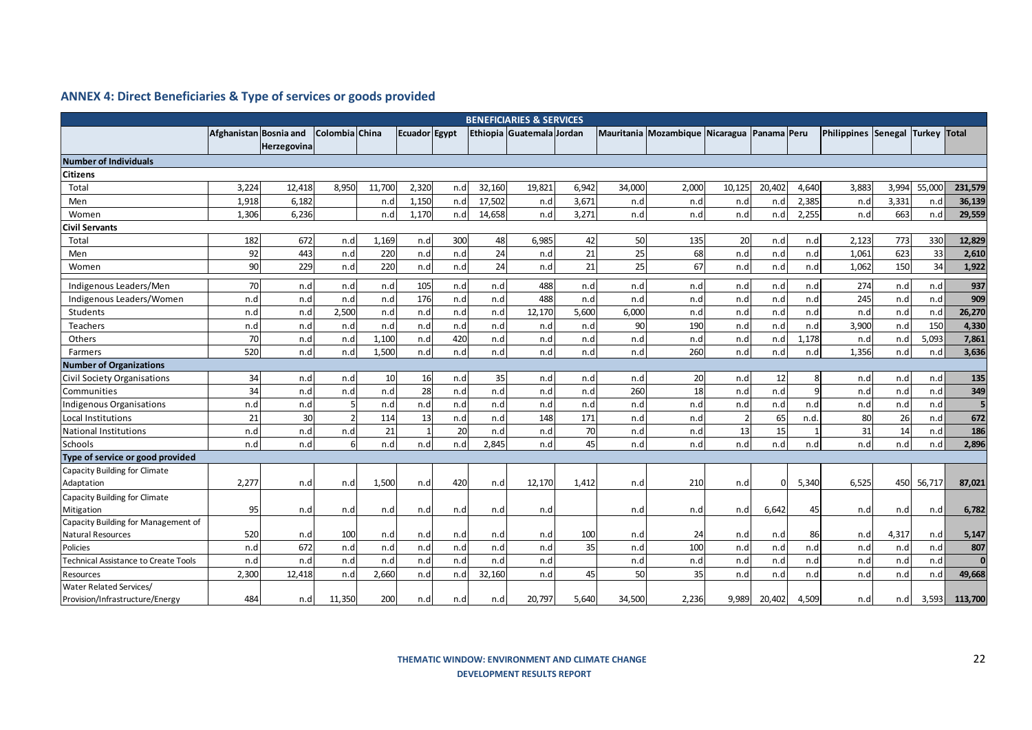## ANNEX 4: Direct Beneficiaries & Type of services or goods provided

| BENEFICIARIES & SERVICES | Afghanistan | Bosnia and Herzegovina | Colombia | China | Ecuador | Egypt | Ethiopia | Guatemala | Jordan | Mauritania | Mozambique | Nicaragua | Panama | Peru | Philippines | Senegal | Turkey | Total |
|---|---|---|---|---|---|---|---|---|---|---|---|---|---|---|---|---|---|---|
| **Number of Individuals** | | | | | | | | | | | | | | | | | | |
| **Citizens** | | | | | | | | | | | | | | | | | | |
| Total | 3,224 | 12,418 | 8,950 | 11,700 | 2,320 | n.d | 32,160 | 19,821 | 6,942 | 34,000 | 2,000 | 10,125 | 20,402 | 4,640 | 3,883 | 3,994 | 55,000 | **231,579** |
| Men | 1,918 | 6,182 | | n.d | 1,150 | n.d | 17,502 | n.d | 3,671 | n.d | n.d | n.d | n.d | 2,385 | n.d | 3,331 | n.d | **36,139** |
| Women | 1,306 | 6,236 | | n.d | 1,170 | n.d | 14,658 | n.d | 3,271 | n.d | n.d | n.d | n.d | 2,255 | n.d | 663 | n.d | **29,559** |
| **Civil Servants** | | | | | | | | | | | | | | | | | | |
| Total | 182 | 672 | n.d | 1,169 | n.d | 300 | 48 | 6,985 | 42 | 50 | 135 | 20 | n.d | n.d | 2,123 | 773 | 330 | **12,829** |
| Men | 92 | 443 | n.d | 220 | n.d | n.d | 24 | n.d | 21 | 25 | 68 | n.d | n.d | n.d | 1,061 | 623 | 33 | **2,610** |
| Women | 90 | 229 | n.d | 220 | n.d | n.d | 24 | n.d | 21 | 25 | 67 | n.d | n.d | n.d | 1,062 | 150 | 34 | **1,922** |
| Indigenous Leaders/Men | 70 | n.d | n.d | n.d | 105 | n.d | n.d | 488 | n.d | n.d | n.d | n.d | n.d | n.d | 274 | n.d | n.d | **937** |
| Indigenous Leaders/Women | n.d | n.d | n.d | n.d | 176 | n.d | n.d | 488 | n.d | n.d | n.d | n.d | n.d | n.d | 245 | n.d | n.d | **909** |
| Students | n.d | n.d | 2,500 | n.d | n.d | n.d | n.d | 12,170 | 5,600 | 6,000 | n.d | n.d | n.d | n.d | n.d | n.d | n.d | **26,270** |
| Teachers | n.d | n.d | n.d | n.d | n.d | n.d | n.d | n.d | n.d | 90 | 190 | n.d | n.d | n.d | 3,900 | n.d | 150 | **4,330** |
| Others | 70 | n.d | n.d | 1,100 | n.d | 420 | n.d | n.d | n.d | n.d | n.d | n.d | n.d | 1,178 | n.d | n.d | 5,093 | **7,861** |
| Farmers | 520 | n.d | n.d | 1,500 | n.d | n.d | n.d | n.d | n.d | n.d | 260 | n.d | n.d | n.d | 1,356 | n.d | n.d | **3,636** |
| **Number of Organizations** | | | | | | | | | | | | | | | | | | |
| Civil Society Organisations | 34 | n.d | n.d | 10 | 16 | n.d | 35 | n.d | n.d | n.d | 20 | n.d | 12 | 8 | n.d | n.d | n.d | **135** |
| Communities | 34 | n.d | n.d | n.d | 28 | n.d | n.d | n.d | n.d | 260 | 18 | n.d | n.d | 9 | n.d | n.d | n.d | **349** |
| Indigenous Organisations | n.d | n.d | 5 | n.d | n.d | n.d | n.d | n.d | n.d | n.d | n.d | n.d | n.d | n.d | n.d | n.d | n.d | **5** |
| Local Institutions | 21 | 30 | 2 | 114 | 13 | n.d | n.d | 148 | 171 | n.d | n.d | 2 | 65 | n.d. | 80 | 26 | n.d | **672** |
| National Institutions | n.d | n.d | n.d | 21 | 1 | 20 | n.d | n.d | 70 | n.d | n.d | 13 | 15 | 1 | 31 | 14 | n.d | **186** |
| Schools | n.d | n.d | 6 | n.d | n.d | n.d | 2,845 | n.d | 45 | n.d | n.d | n.d | n.d | n.d | n.d | n.d | n.d | **2,896** |
| **Type of service or good provided** | | | | | | | | | | | | | | | | | | |
| Capacity Building for Climate Adaptation | 2,277 | n.d | n.d | 1,500 | n.d | 420 | n.d | 12,170 | 1,412 | n.d | 210 | n.d | 0 | 5,340 | 6,525 | 450 | 56,717 | **87,021** |
| Capacity Building for Climate Mitigation | 95 | n.d | n.d | n.d | n.d | n.d | n.d | n.d | | n.d | n.d | n.d | 6,642 | 45 | n.d | n.d | n.d | **6,782** |
| Capacity Building for Management of Natural Resources | 520 | n.d | 100 | n.d | n.d | n.d | n.d | n.d | 100 | n.d | 24 | n.d | n.d | 86 | n.d | 4,317 | n.d | **5,147** |
| Policies | n.d | 672 | n.d | n.d | n.d | n.d | n.d | n.d | 35 | n.d | 100 | n.d | n.d | n.d | n.d | n.d | n.d | **807** |
| Technical Assistance to Create Tools | n.d | n.d | n.d | n.d | n.d | n.d | n.d | n.d | | n.d | n.d | n.d | n.d | n.d | n.d | n.d | n.d | **0** |
| Resources | 2,300 | 12,418 | n.d | 2,660 | n.d | n.d | 32,160 | n.d | 45 | 50 | 35 | n.d | n.d | n.d | n.d | n.d | n.d | **49,668** |
| Water Related Services/ Provision/Infrastructure/Energy | 484 | n.d | 11,350 | 200 | n.d | n.d | n.d | 20,797 | 5,640 | 34,500 | 2,236 | 9,989 | 20,402 | 4,509 | n.d | n.d | 3,593 | **113,700** |

THEMATIC WINDOW: ENVIRONMENT AND CLIMATE CHANGE
DEVELOPMENT RESULTS REPORT